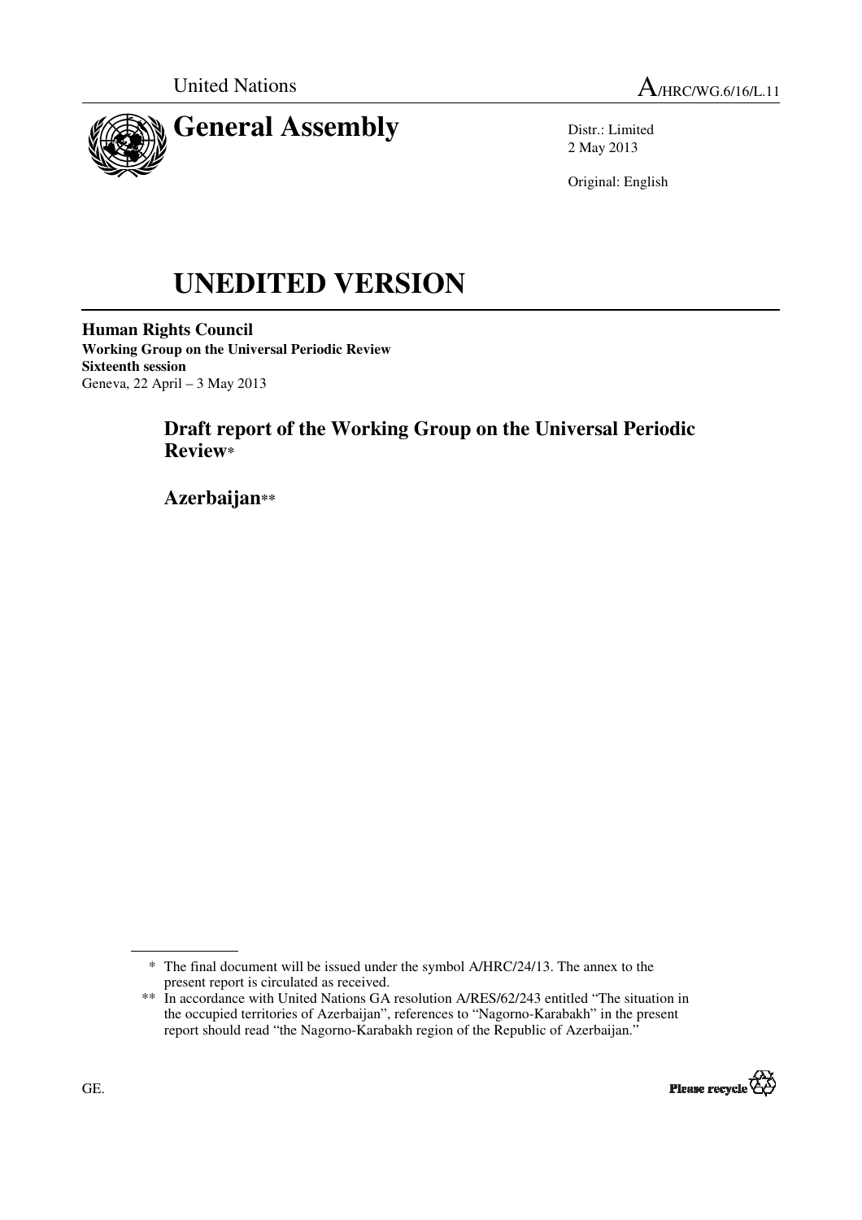United Nations

A/HRC/WG.6/16/L.11

# General Assembly

Distr.: Limited
2 May 2013

Original: English

# UNEDITED VERSION

**Human Rights Council**
**Working Group on the Universal Periodic Review**
**Sixteenth session**
Geneva, 22 April – 3 May 2013

## Draft report of the Working Group on the Universal Periodic Review*

## Azerbaijan**

\* The final document will be issued under the symbol A/HRC/24/13. The annex to the present report is circulated as received.

\*\* In accordance with United Nations GA resolution A/RES/62/243 entitled "The situation in the occupied territories of Azerbaijan", references to "Nagorno-Karabakh" in the present report should read "the Nagorno-Karabakh region of the Republic of Azerbaijan."

GE.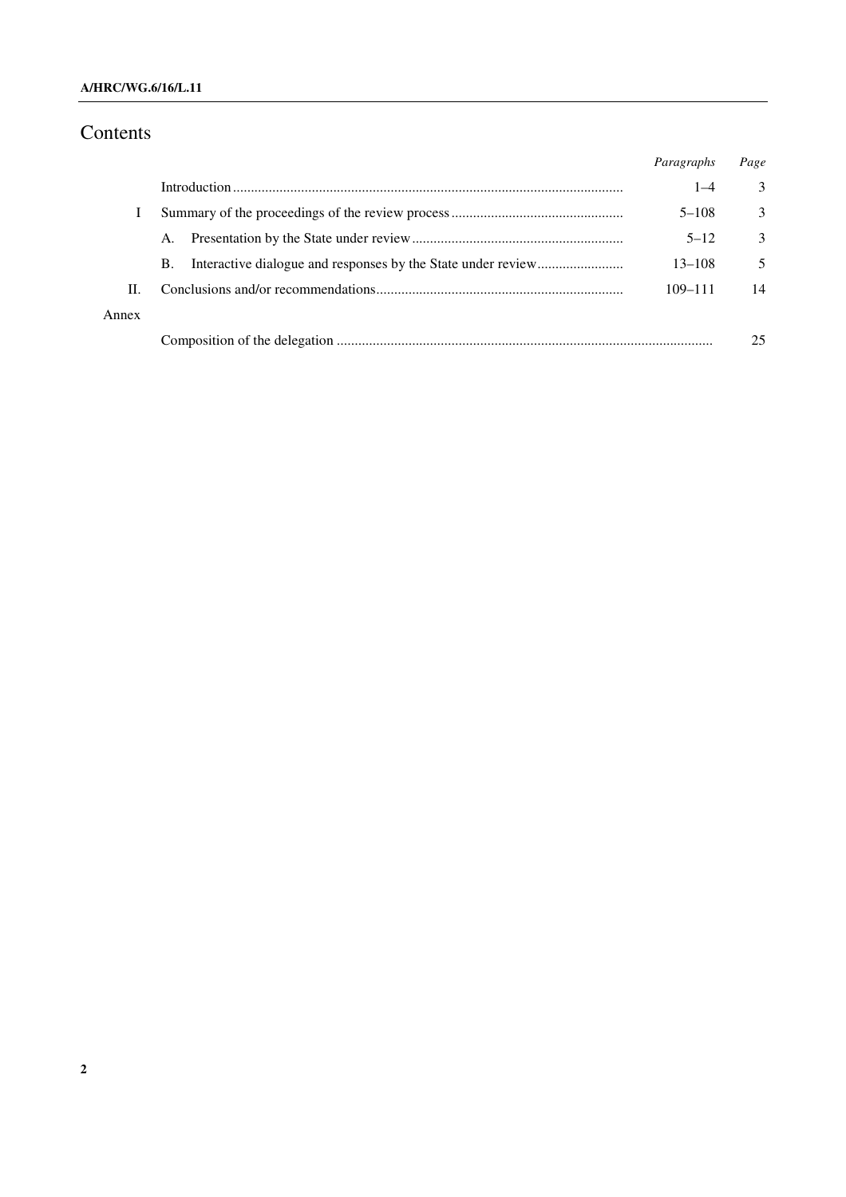# Contents

| | | *Paragraphs* | *Page* |
|---|---|---|---|
| | Introduction | 1–4 | 3 |
| I | Summary of the proceedings of the review process | 5–108 | 3 |
| | A. Presentation by the State under review | 5–12 | 3 |
| | B. Interactive dialogue and responses by the State under review | 13–108 | 5 |
| II. | Conclusions and/or recommendations | 109–111 | 14 |
| Annex | | | |
| | Composition of the delegation | | 25 |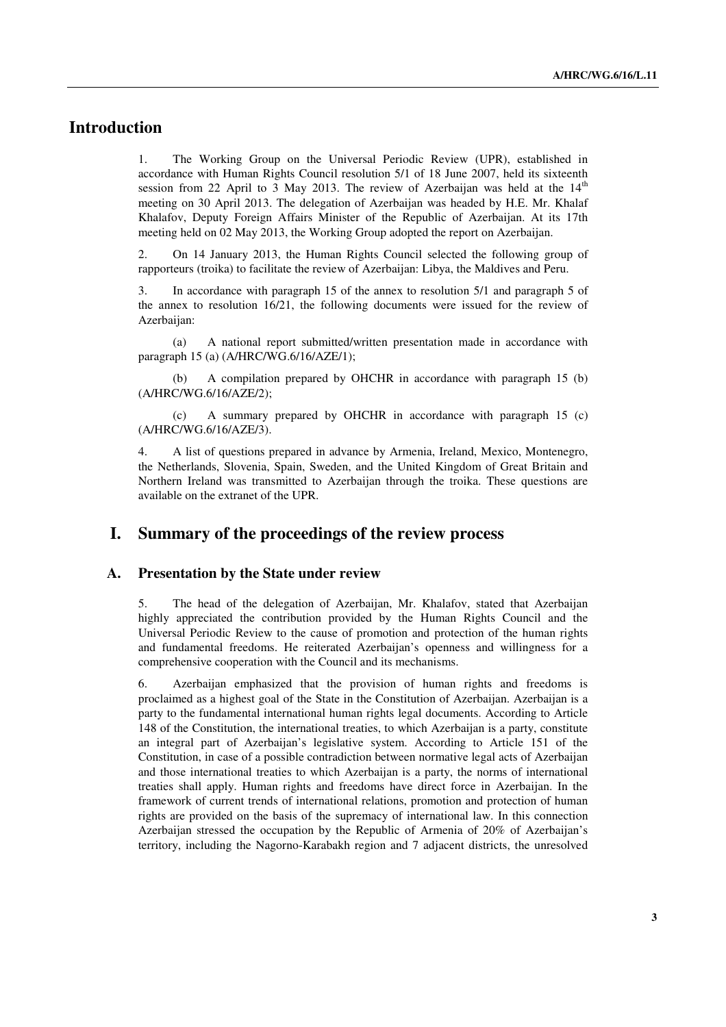# Introduction

1. The Working Group on the Universal Periodic Review (UPR), established in accordance with Human Rights Council resolution 5/1 of 18 June 2007, held its sixteenth session from 22 April to 3 May 2013. The review of Azerbaijan was held at the 14th meeting on 30 April 2013. The delegation of Azerbaijan was headed by H.E. Mr. Khalaf Khalafov, Deputy Foreign Affairs Minister of the Republic of Azerbaijan. At its 17th meeting held on 02 May 2013, the Working Group adopted the report on Azerbaijan.

2. On 14 January 2013, the Human Rights Council selected the following group of rapporteurs (troika) to facilitate the review of Azerbaijan: Libya, the Maldives and Peru.

3. In accordance with paragraph 15 of the annex to resolution 5/1 and paragraph 5 of the annex to resolution 16/21, the following documents were issued for the review of Azerbaijan:

(a) A national report submitted/written presentation made in accordance with paragraph 15 (a) (A/HRC/WG.6/16/AZE/1);

(b) A compilation prepared by OHCHR in accordance with paragraph 15 (b) (A/HRC/WG.6/16/AZE/2);

(c) A summary prepared by OHCHR in accordance with paragraph 15 (c) (A/HRC/WG.6/16/AZE/3).

4. A list of questions prepared in advance by Armenia, Ireland, Mexico, Montenegro, the Netherlands, Slovenia, Spain, Sweden, and the United Kingdom of Great Britain and Northern Ireland was transmitted to Azerbaijan through the troika. These questions are available on the extranet of the UPR.

# I. Summary of the proceedings of the review process

## A. Presentation by the State under review

5. The head of the delegation of Azerbaijan, Mr. Khalafov, stated that Azerbaijan highly appreciated the contribution provided by the Human Rights Council and the Universal Periodic Review to the cause of promotion and protection of the human rights and fundamental freedoms. He reiterated Azerbaijan's openness and willingness for a comprehensive cooperation with the Council and its mechanisms.

6. Azerbaijan emphasized that the provision of human rights and freedoms is proclaimed as a highest goal of the State in the Constitution of Azerbaijan. Azerbaijan is a party to the fundamental international human rights legal documents. According to Article 148 of the Constitution, the international treaties, to which Azerbaijan is a party, constitute an integral part of Azerbaijan's legislative system. According to Article 151 of the Constitution, in case of a possible contradiction between normative legal acts of Azerbaijan and those international treaties to which Azerbaijan is a party, the norms of international treaties shall apply. Human rights and freedoms have direct force in Azerbaijan. In the framework of current trends of international relations, promotion and protection of human rights are provided on the basis of the supremacy of international law. In this connection Azerbaijan stressed the occupation by the Republic of Armenia of 20% of Azerbaijan's territory, including the Nagorno-Karabakh region and 7 adjacent districts, the unresolved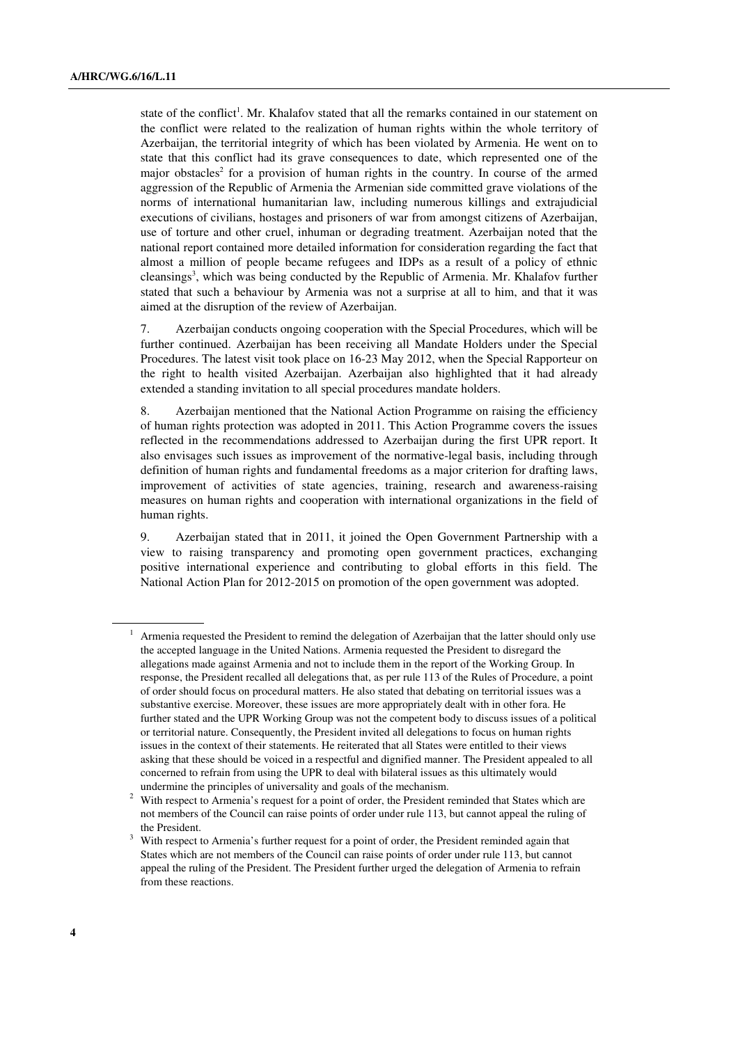state of the conflict[1]. Mr. Khalafov stated that all the remarks contained in our statement on the conflict were related to the realization of human rights within the whole territory of Azerbaijan, the territorial integrity of which has been violated by Armenia. He went on to state that this conflict had its grave consequences to date, which represented one of the major obstacles[2] for a provision of human rights in the country. In course of the armed aggression of the Republic of Armenia the Armenian side committed grave violations of the norms of international humanitarian law, including numerous killings and extrajudicial executions of civilians, hostages and prisoners of war from amongst citizens of Azerbaijan, use of torture and other cruel, inhuman or degrading treatment. Azerbaijan noted that the national report contained more detailed information for consideration regarding the fact that almost a million of people became refugees and IDPs as a result of a policy of ethnic cleansings[3], which was being conducted by the Republic of Armenia. Mr. Khalafov further stated that such a behaviour by Armenia was not a surprise at all to him, and that it was aimed at the disruption of the review of Azerbaijan.

7. Azerbaijan conducts ongoing cooperation with the Special Procedures, which will be further continued. Azerbaijan has been receiving all Mandate Holders under the Special Procedures. The latest visit took place on 16-23 May 2012, when the Special Rapporteur on the right to health visited Azerbaijan. Azerbaijan also highlighted that it had already extended a standing invitation to all special procedures mandate holders.

8. Azerbaijan mentioned that the National Action Programme on raising the efficiency of human rights protection was adopted in 2011. This Action Programme covers the issues reflected in the recommendations addressed to Azerbaijan during the first UPR report. It also envisages such issues as improvement of the normative-legal basis, including through definition of human rights and fundamental freedoms as a major criterion for drafting laws, improvement of activities of state agencies, training, research and awareness-raising measures on human rights and cooperation with international organizations in the field of human rights.

9. Azerbaijan stated that in 2011, it joined the Open Government Partnership with a view to raising transparency and promoting open government practices, exchanging positive international experience and contributing to global efforts in this field. The National Action Plan for 2012-2015 on promotion of the open government was adopted.

---

[1] Armenia requested the President to remind the delegation of Azerbaijan that the latter should only use the accepted language in the United Nations. Armenia requested the President to disregard the allegations made against Armenia and not to include them in the report of the Working Group. In response, the President recalled all delegations that, as per rule 113 of the Rules of Procedure, a point of order should focus on procedural matters. He also stated that debating on territorial issues was a substantive exercise. Moreover, these issues are more appropriately dealt with in other fora. He further stated and the UPR Working Group was not the competent body to discuss issues of a political or territorial nature. Consequently, the President invited all delegations to focus on human rights issues in the context of their statements. He reiterated that all States were entitled to their views asking that these should be voiced in a respectful and dignified manner. The President appealed to all concerned to refrain from using the UPR to deal with bilateral issues as this ultimately would undermine the principles of universality and goals of the mechanism.

[2] With respect to Armenia's request for a point of order, the President reminded that States which are not members of the Council can raise points of order under rule 113, but cannot appeal the ruling of the President.

[3] With respect to Armenia's further request for a point of order, the President reminded again that States which are not members of the Council can raise points of order under rule 113, but cannot appeal the ruling of the President. The President further urged the delegation of Armenia to refrain from these reactions.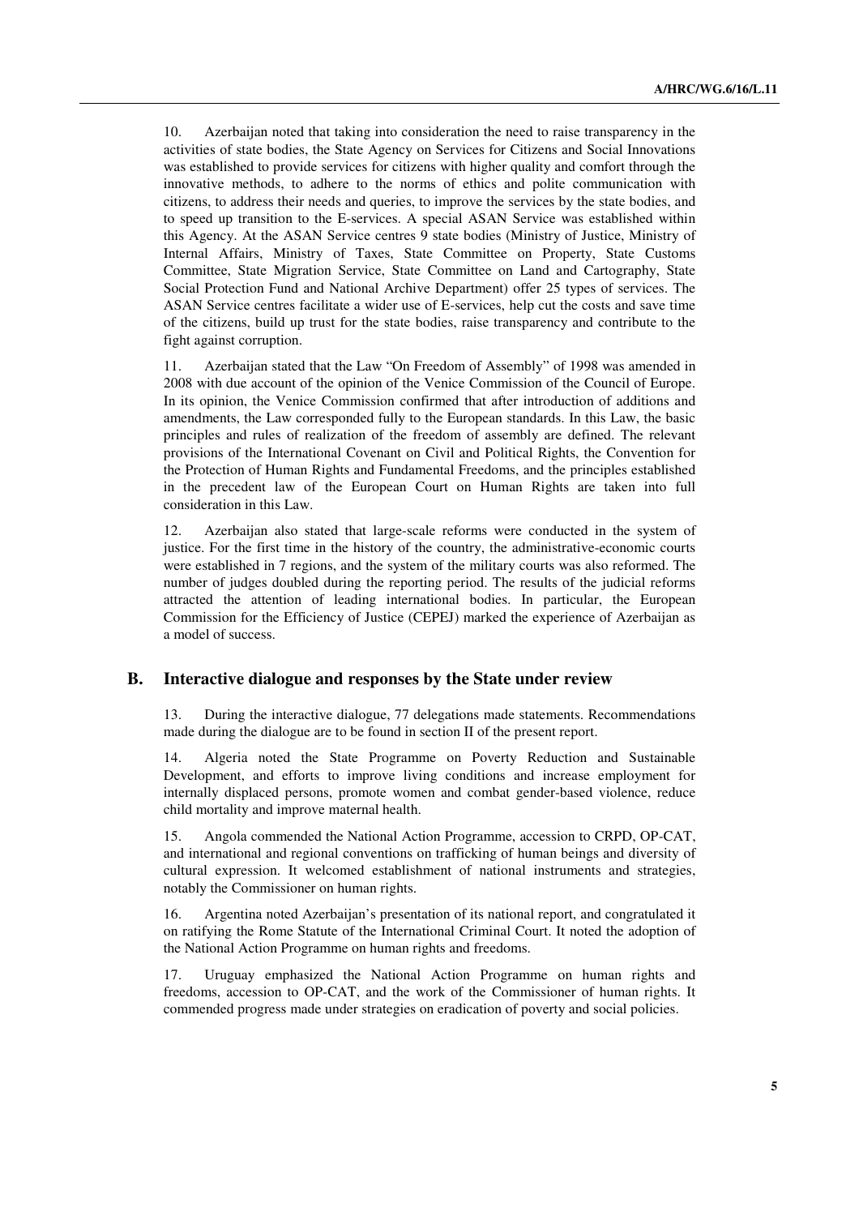10. Azerbaijan noted that taking into consideration the need to raise transparency in the activities of state bodies, the State Agency on Services for Citizens and Social Innovations was established to provide services for citizens with higher quality and comfort through the innovative methods, to adhere to the norms of ethics and polite communication with citizens, to address their needs and queries, to improve the services by the state bodies, and to speed up transition to the E-services. A special ASAN Service was established within this Agency. At the ASAN Service centres 9 state bodies (Ministry of Justice, Ministry of Internal Affairs, Ministry of Taxes, State Committee on Property, State Customs Committee, State Migration Service, State Committee on Land and Cartography, State Social Protection Fund and National Archive Department) offer 25 types of services. The ASAN Service centres facilitate a wider use of E-services, help cut the costs and save time of the citizens, build up trust for the state bodies, raise transparency and contribute to the fight against corruption.

11. Azerbaijan stated that the Law "On Freedom of Assembly" of 1998 was amended in 2008 with due account of the opinion of the Venice Commission of the Council of Europe. In its opinion, the Venice Commission confirmed that after introduction of additions and amendments, the Law corresponded fully to the European standards. In this Law, the basic principles and rules of realization of the freedom of assembly are defined. The relevant provisions of the International Covenant on Civil and Political Rights, the Convention for the Protection of Human Rights and Fundamental Freedoms, and the principles established in the precedent law of the European Court on Human Rights are taken into full consideration in this Law.

12. Azerbaijan also stated that large-scale reforms were conducted in the system of justice. For the first time in the history of the country, the administrative-economic courts were established in 7 regions, and the system of the military courts was also reformed. The number of judges doubled during the reporting period. The results of the judicial reforms attracted the attention of leading international bodies. In particular, the European Commission for the Efficiency of Justice (CEPEJ) marked the experience of Azerbaijan as a model of success.

## B. Interactive dialogue and responses by the State under review

13. During the interactive dialogue, 77 delegations made statements. Recommendations made during the dialogue are to be found in section II of the present report.

14. Algeria noted the State Programme on Poverty Reduction and Sustainable Development, and efforts to improve living conditions and increase employment for internally displaced persons, promote women and combat gender-based violence, reduce child mortality and improve maternal health.

15. Angola commended the National Action Programme, accession to CRPD, OP-CAT, and international and regional conventions on trafficking of human beings and diversity of cultural expression. It welcomed establishment of national instruments and strategies, notably the Commissioner on human rights.

16. Argentina noted Azerbaijan's presentation of its national report, and congratulated it on ratifying the Rome Statute of the International Criminal Court. It noted the adoption of the National Action Programme on human rights and freedoms.

17. Uruguay emphasized the National Action Programme on human rights and freedoms, accession to OP-CAT, and the work of the Commissioner of human rights. It commended progress made under strategies on eradication of poverty and social policies.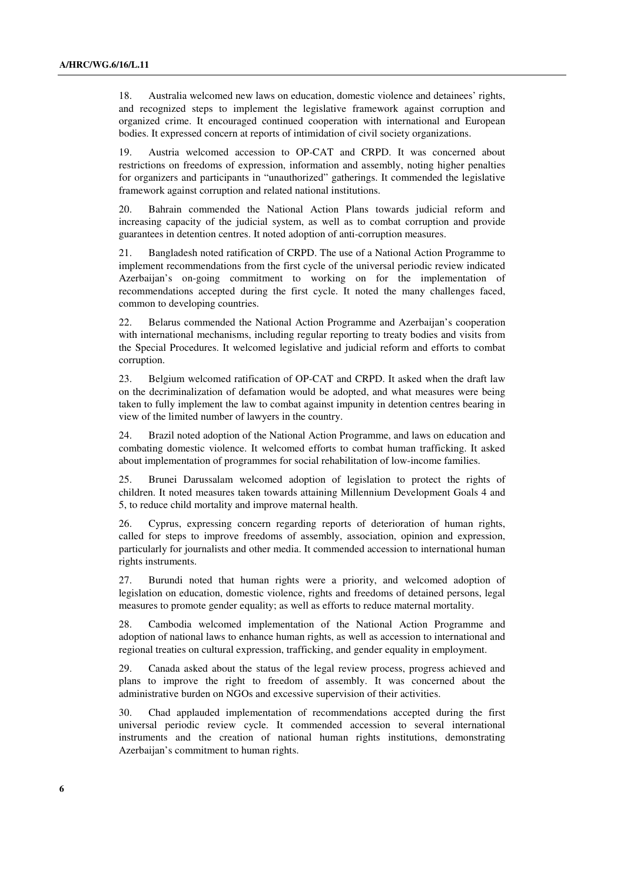18. Australia welcomed new laws on education, domestic violence and detainees' rights, and recognized steps to implement the legislative framework against corruption and organized crime. It encouraged continued cooperation with international and European bodies. It expressed concern at reports of intimidation of civil society organizations.

19. Austria welcomed accession to OP-CAT and CRPD. It was concerned about restrictions on freedoms of expression, information and assembly, noting higher penalties for organizers and participants in "unauthorized" gatherings. It commended the legislative framework against corruption and related national institutions.

20. Bahrain commended the National Action Plans towards judicial reform and increasing capacity of the judicial system, as well as to combat corruption and provide guarantees in detention centres. It noted adoption of anti-corruption measures.

21. Bangladesh noted ratification of CRPD. The use of a National Action Programme to implement recommendations from the first cycle of the universal periodic review indicated Azerbaijan's on-going commitment to working on for the implementation of recommendations accepted during the first cycle. It noted the many challenges faced, common to developing countries.

22. Belarus commended the National Action Programme and Azerbaijan's cooperation with international mechanisms, including regular reporting to treaty bodies and visits from the Special Procedures. It welcomed legislative and judicial reform and efforts to combat corruption.

23. Belgium welcomed ratification of OP-CAT and CRPD. It asked when the draft law on the decriminalization of defamation would be adopted, and what measures were being taken to fully implement the law to combat against impunity in detention centres bearing in view of the limited number of lawyers in the country.

24. Brazil noted adoption of the National Action Programme, and laws on education and combating domestic violence. It welcomed efforts to combat human trafficking. It asked about implementation of programmes for social rehabilitation of low-income families.

25. Brunei Darussalam welcomed adoption of legislation to protect the rights of children. It noted measures taken towards attaining Millennium Development Goals 4 and 5, to reduce child mortality and improve maternal health.

26. Cyprus, expressing concern regarding reports of deterioration of human rights, called for steps to improve freedoms of assembly, association, opinion and expression, particularly for journalists and other media. It commended accession to international human rights instruments.

27. Burundi noted that human rights were a priority, and welcomed adoption of legislation on education, domestic violence, rights and freedoms of detained persons, legal measures to promote gender equality; as well as efforts to reduce maternal mortality.

28. Cambodia welcomed implementation of the National Action Programme and adoption of national laws to enhance human rights, as well as accession to international and regional treaties on cultural expression, trafficking, and gender equality in employment.

29. Canada asked about the status of the legal review process, progress achieved and plans to improve the right to freedom of assembly. It was concerned about the administrative burden on NGOs and excessive supervision of their activities.

30. Chad applauded implementation of recommendations accepted during the first universal periodic review cycle. It commended accession to several international instruments and the creation of national human rights institutions, demonstrating Azerbaijan's commitment to human rights.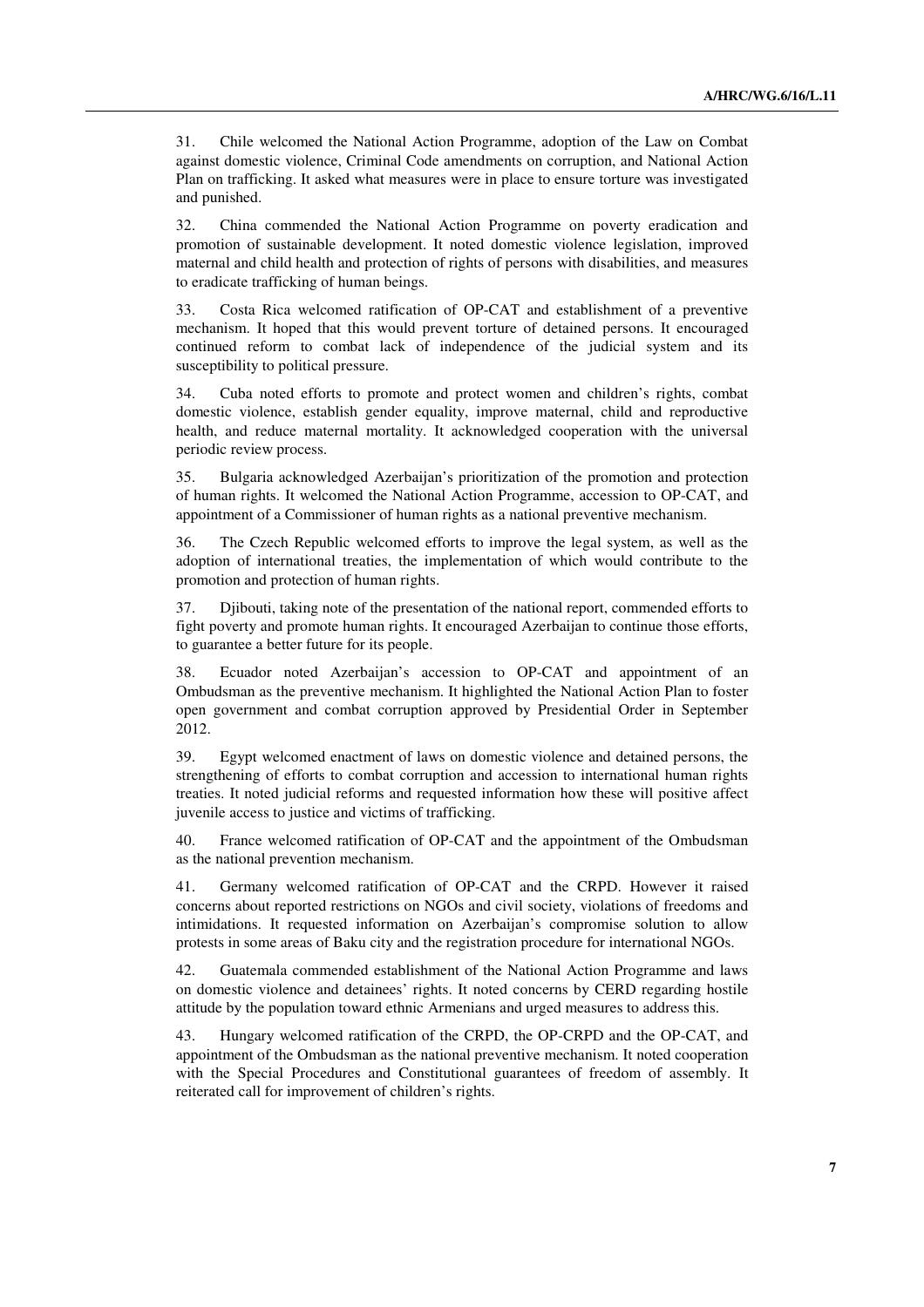31. Chile welcomed the National Action Programme, adoption of the Law on Combat against domestic violence, Criminal Code amendments on corruption, and National Action Plan on trafficking. It asked what measures were in place to ensure torture was investigated and punished.

32. China commended the National Action Programme on poverty eradication and promotion of sustainable development. It noted domestic violence legislation, improved maternal and child health and protection of rights of persons with disabilities, and measures to eradicate trafficking of human beings.

33. Costa Rica welcomed ratification of OP-CAT and establishment of a preventive mechanism. It hoped that this would prevent torture of detained persons. It encouraged continued reform to combat lack of independence of the judicial system and its susceptibility to political pressure.

34. Cuba noted efforts to promote and protect women and children's rights, combat domestic violence, establish gender equality, improve maternal, child and reproductive health, and reduce maternal mortality. It acknowledged cooperation with the universal periodic review process.

35. Bulgaria acknowledged Azerbaijan's prioritization of the promotion and protection of human rights. It welcomed the National Action Programme, accession to OP-CAT, and appointment of a Commissioner of human rights as a national preventive mechanism.

36. The Czech Republic welcomed efforts to improve the legal system, as well as the adoption of international treaties, the implementation of which would contribute to the promotion and protection of human rights.

37. Djibouti, taking note of the presentation of the national report, commended efforts to fight poverty and promote human rights. It encouraged Azerbaijan to continue those efforts, to guarantee a better future for its people.

38. Ecuador noted Azerbaijan's accession to OP-CAT and appointment of an Ombudsman as the preventive mechanism. It highlighted the National Action Plan to foster open government and combat corruption approved by Presidential Order in September 2012.

39. Egypt welcomed enactment of laws on domestic violence and detained persons, the strengthening of efforts to combat corruption and accession to international human rights treaties. It noted judicial reforms and requested information how these will positive affect juvenile access to justice and victims of trafficking.

40. France welcomed ratification of OP-CAT and the appointment of the Ombudsman as the national prevention mechanism.

41. Germany welcomed ratification of OP-CAT and the CRPD. However it raised concerns about reported restrictions on NGOs and civil society, violations of freedoms and intimidations. It requested information on Azerbaijan's compromise solution to allow protests in some areas of Baku city and the registration procedure for international NGOs.

42. Guatemala commended establishment of the National Action Programme and laws on domestic violence and detainees' rights. It noted concerns by CERD regarding hostile attitude by the population toward ethnic Armenians and urged measures to address this.

43. Hungary welcomed ratification of the CRPD, the OP-CRPD and the OP-CAT, and appointment of the Ombudsman as the national preventive mechanism. It noted cooperation with the Special Procedures and Constitutional guarantees of freedom of assembly. It reiterated call for improvement of children's rights.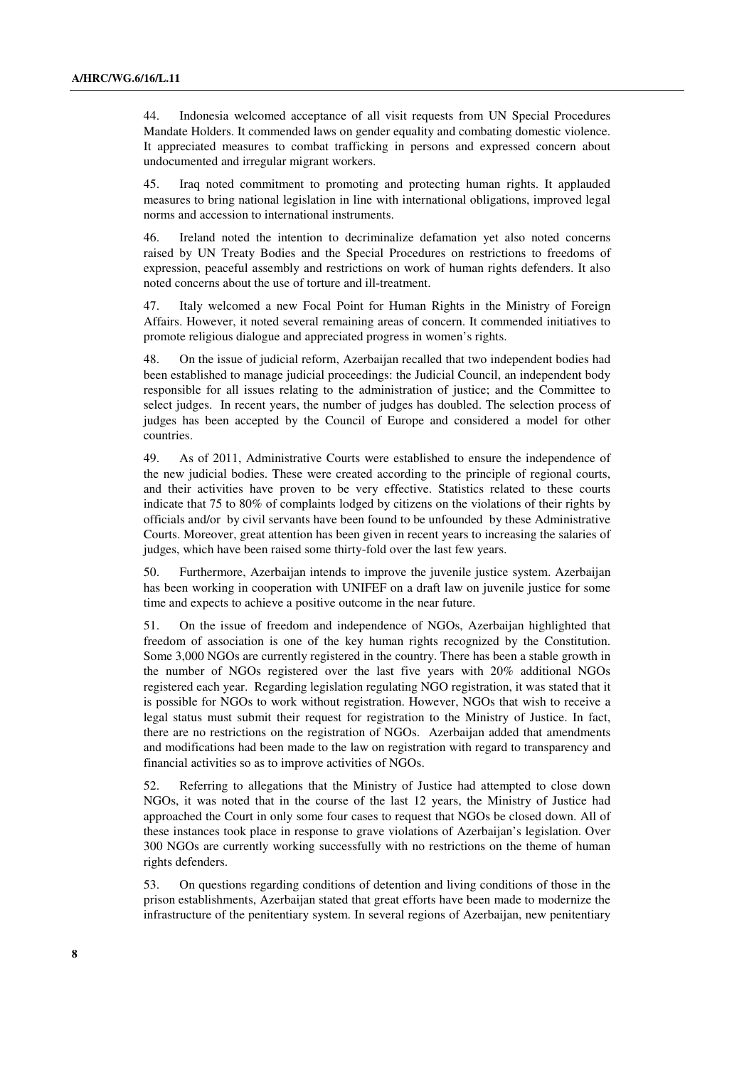44. Indonesia welcomed acceptance of all visit requests from UN Special Procedures Mandate Holders. It commended laws on gender equality and combating domestic violence. It appreciated measures to combat trafficking in persons and expressed concern about undocumented and irregular migrant workers.

45. Iraq noted commitment to promoting and protecting human rights. It applauded measures to bring national legislation in line with international obligations, improved legal norms and accession to international instruments.

46. Ireland noted the intention to decriminalize defamation yet also noted concerns raised by UN Treaty Bodies and the Special Procedures on restrictions to freedoms of expression, peaceful assembly and restrictions on work of human rights defenders. It also noted concerns about the use of torture and ill-treatment.

47. Italy welcomed a new Focal Point for Human Rights in the Ministry of Foreign Affairs. However, it noted several remaining areas of concern. It commended initiatives to promote religious dialogue and appreciated progress in women's rights.

48. On the issue of judicial reform, Azerbaijan recalled that two independent bodies had been established to manage judicial proceedings: the Judicial Council, an independent body responsible for all issues relating to the administration of justice; and the Committee to select judges. In recent years, the number of judges has doubled. The selection process of judges has been accepted by the Council of Europe and considered a model for other countries.

49. As of 2011, Administrative Courts were established to ensure the independence of the new judicial bodies. These were created according to the principle of regional courts, and their activities have proven to be very effective. Statistics related to these courts indicate that 75 to 80% of complaints lodged by citizens on the violations of their rights by officials and/or by civil servants have been found to be unfounded by these Administrative Courts. Moreover, great attention has been given in recent years to increasing the salaries of judges, which have been raised some thirty-fold over the last few years.

50. Furthermore, Azerbaijan intends to improve the juvenile justice system. Azerbaijan has been working in cooperation with UNIFEF on a draft law on juvenile justice for some time and expects to achieve a positive outcome in the near future.

51. On the issue of freedom and independence of NGOs, Azerbaijan highlighted that freedom of association is one of the key human rights recognized by the Constitution. Some 3,000 NGOs are currently registered in the country. There has been a stable growth in the number of NGOs registered over the last five years with 20% additional NGOs registered each year. Regarding legislation regulating NGO registration, it was stated that it is possible for NGOs to work without registration. However, NGOs that wish to receive a legal status must submit their request for registration to the Ministry of Justice. In fact, there are no restrictions on the registration of NGOs. Azerbaijan added that amendments and modifications had been made to the law on registration with regard to transparency and financial activities so as to improve activities of NGOs.

52. Referring to allegations that the Ministry of Justice had attempted to close down NGOs, it was noted that in the course of the last 12 years, the Ministry of Justice had approached the Court in only some four cases to request that NGOs be closed down. All of these instances took place in response to grave violations of Azerbaijan's legislation. Over 300 NGOs are currently working successfully with no restrictions on the theme of human rights defenders.

53. On questions regarding conditions of detention and living conditions of those in the prison establishments, Azerbaijan stated that great efforts have been made to modernize the infrastructure of the penitentiary system. In several regions of Azerbaijan, new penitentiary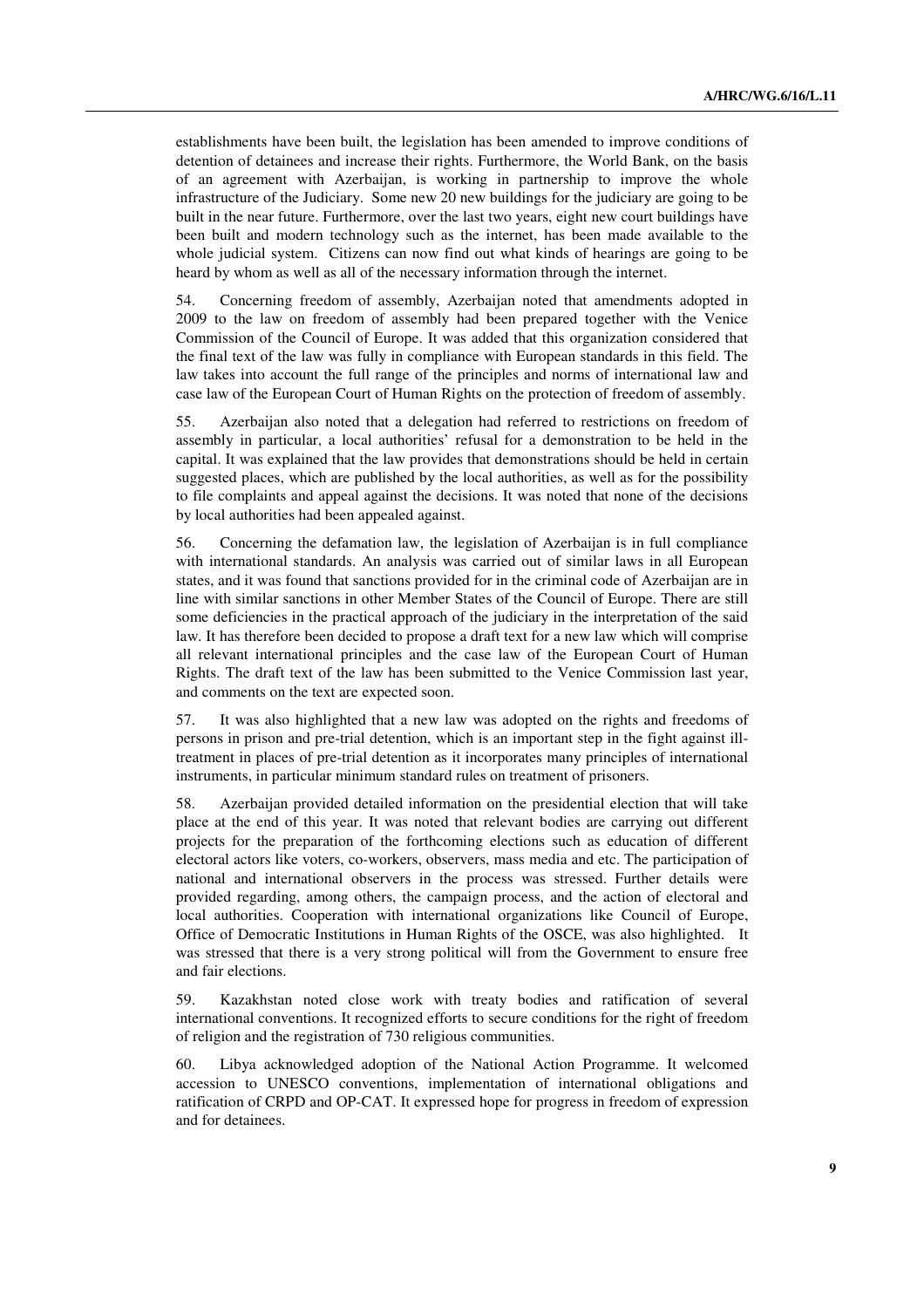establishments have been built, the legislation has been amended to improve conditions of detention of detainees and increase their rights. Furthermore, the World Bank, on the basis of an agreement with Azerbaijan, is working in partnership to improve the whole infrastructure of the Judiciary. Some new 20 new buildings for the judiciary are going to be built in the near future. Furthermore, over the last two years, eight new court buildings have been built and modern technology such as the internet, has been made available to the whole judicial system. Citizens can now find out what kinds of hearings are going to be heard by whom as well as all of the necessary information through the internet.

54. Concerning freedom of assembly, Azerbaijan noted that amendments adopted in 2009 to the law on freedom of assembly had been prepared together with the Venice Commission of the Council of Europe. It was added that this organization considered that the final text of the law was fully in compliance with European standards in this field. The law takes into account the full range of the principles and norms of international law and case law of the European Court of Human Rights on the protection of freedom of assembly.

55. Azerbaijan also noted that a delegation had referred to restrictions on freedom of assembly in particular, a local authorities' refusal for a demonstration to be held in the capital. It was explained that the law provides that demonstrations should be held in certain suggested places, which are published by the local authorities, as well as for the possibility to file complaints and appeal against the decisions. It was noted that none of the decisions by local authorities had been appealed against.

56. Concerning the defamation law, the legislation of Azerbaijan is in full compliance with international standards. An analysis was carried out of similar laws in all European states, and it was found that sanctions provided for in the criminal code of Azerbaijan are in line with similar sanctions in other Member States of the Council of Europe. There are still some deficiencies in the practical approach of the judiciary in the interpretation of the said law. It has therefore been decided to propose a draft text for a new law which will comprise all relevant international principles and the case law of the European Court of Human Rights. The draft text of the law has been submitted to the Venice Commission last year, and comments on the text are expected soon.

57. It was also highlighted that a new law was adopted on the rights and freedoms of persons in prison and pre-trial detention, which is an important step in the fight against ill-treatment in places of pre-trial detention as it incorporates many principles of international instruments, in particular minimum standard rules on treatment of prisoners.

58. Azerbaijan provided detailed information on the presidential election that will take place at the end of this year. It was noted that relevant bodies are carrying out different projects for the preparation of the forthcoming elections such as education of different electoral actors like voters, co-workers, observers, mass media and etc. The participation of national and international observers in the process was stressed. Further details were provided regarding, among others, the campaign process, and the action of electoral and local authorities. Cooperation with international organizations like Council of Europe, Office of Democratic Institutions in Human Rights of the OSCE, was also highlighted. It was stressed that there is a very strong political will from the Government to ensure free and fair elections.

59. Kazakhstan noted close work with treaty bodies and ratification of several international conventions. It recognized efforts to secure conditions for the right of freedom of religion and the registration of 730 religious communities.

60. Libya acknowledged adoption of the National Action Programme. It welcomed accession to UNESCO conventions, implementation of international obligations and ratification of CRPD and OP-CAT. It expressed hope for progress in freedom of expression and for detainees.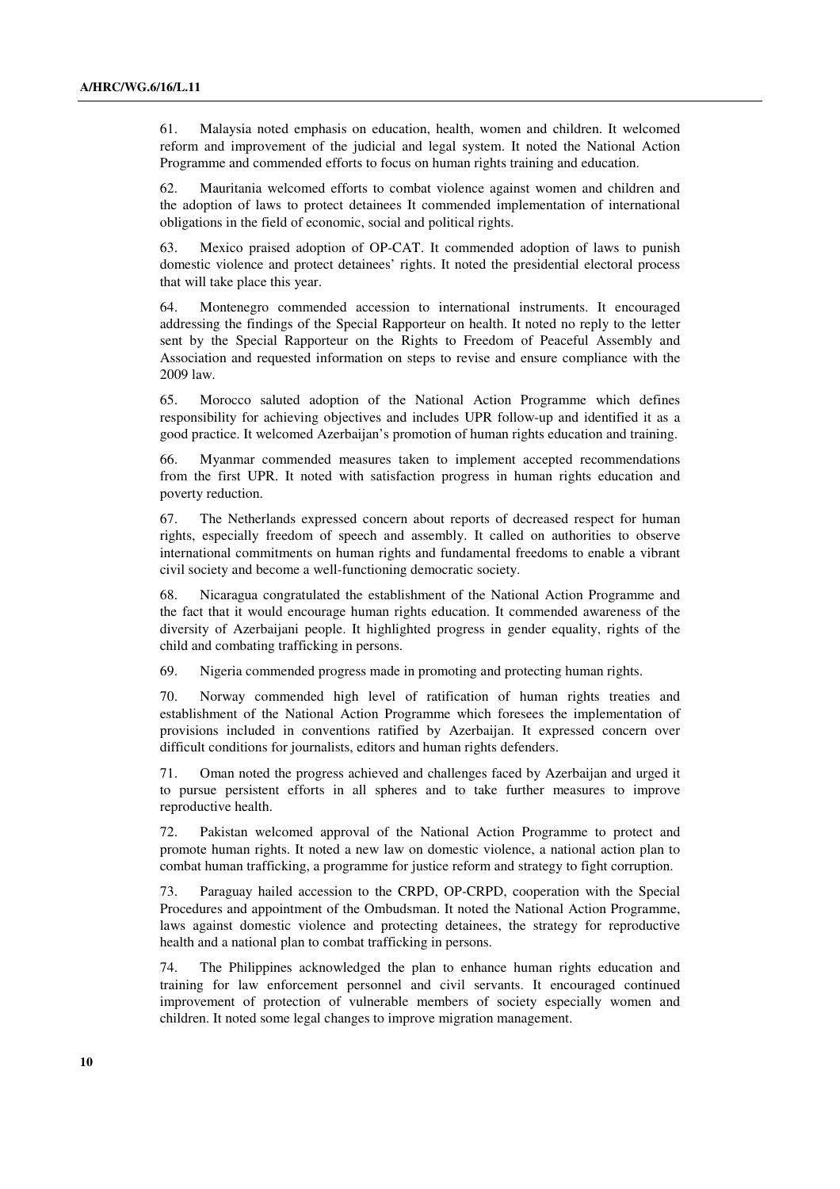61. Malaysia noted emphasis on education, health, women and children. It welcomed reform and improvement of the judicial and legal system. It noted the National Action Programme and commended efforts to focus on human rights training and education.

62. Mauritania welcomed efforts to combat violence against women and children and the adoption of laws to protect detainees It commended implementation of international obligations in the field of economic, social and political rights.

63. Mexico praised adoption of OP-CAT. It commended adoption of laws to punish domestic violence and protect detainees' rights. It noted the presidential electoral process that will take place this year.

64. Montenegro commended accession to international instruments. It encouraged addressing the findings of the Special Rapporteur on health. It noted no reply to the letter sent by the Special Rapporteur on the Rights to Freedom of Peaceful Assembly and Association and requested information on steps to revise and ensure compliance with the 2009 law.

65. Morocco saluted adoption of the National Action Programme which defines responsibility for achieving objectives and includes UPR follow-up and identified it as a good practice. It welcomed Azerbaijan's promotion of human rights education and training.

66. Myanmar commended measures taken to implement accepted recommendations from the first UPR. It noted with satisfaction progress in human rights education and poverty reduction.

67. The Netherlands expressed concern about reports of decreased respect for human rights, especially freedom of speech and assembly. It called on authorities to observe international commitments on human rights and fundamental freedoms to enable a vibrant civil society and become a well-functioning democratic society.

68. Nicaragua congratulated the establishment of the National Action Programme and the fact that it would encourage human rights education. It commended awareness of the diversity of Azerbaijani people. It highlighted progress in gender equality, rights of the child and combating trafficking in persons.

69. Nigeria commended progress made in promoting and protecting human rights.

70. Norway commended high level of ratification of human rights treaties and establishment of the National Action Programme which foresees the implementation of provisions included in conventions ratified by Azerbaijan. It expressed concern over difficult conditions for journalists, editors and human rights defenders.

71. Oman noted the progress achieved and challenges faced by Azerbaijan and urged it to pursue persistent efforts in all spheres and to take further measures to improve reproductive health.

72. Pakistan welcomed approval of the National Action Programme to protect and promote human rights. It noted a new law on domestic violence, a national action plan to combat human trafficking, a programme for justice reform and strategy to fight corruption.

73. Paraguay hailed accession to the CRPD, OP-CRPD, cooperation with the Special Procedures and appointment of the Ombudsman. It noted the National Action Programme, laws against domestic violence and protecting detainees, the strategy for reproductive health and a national plan to combat trafficking in persons.

74. The Philippines acknowledged the plan to enhance human rights education and training for law enforcement personnel and civil servants. It encouraged continued improvement of protection of vulnerable members of society especially women and children. It noted some legal changes to improve migration management.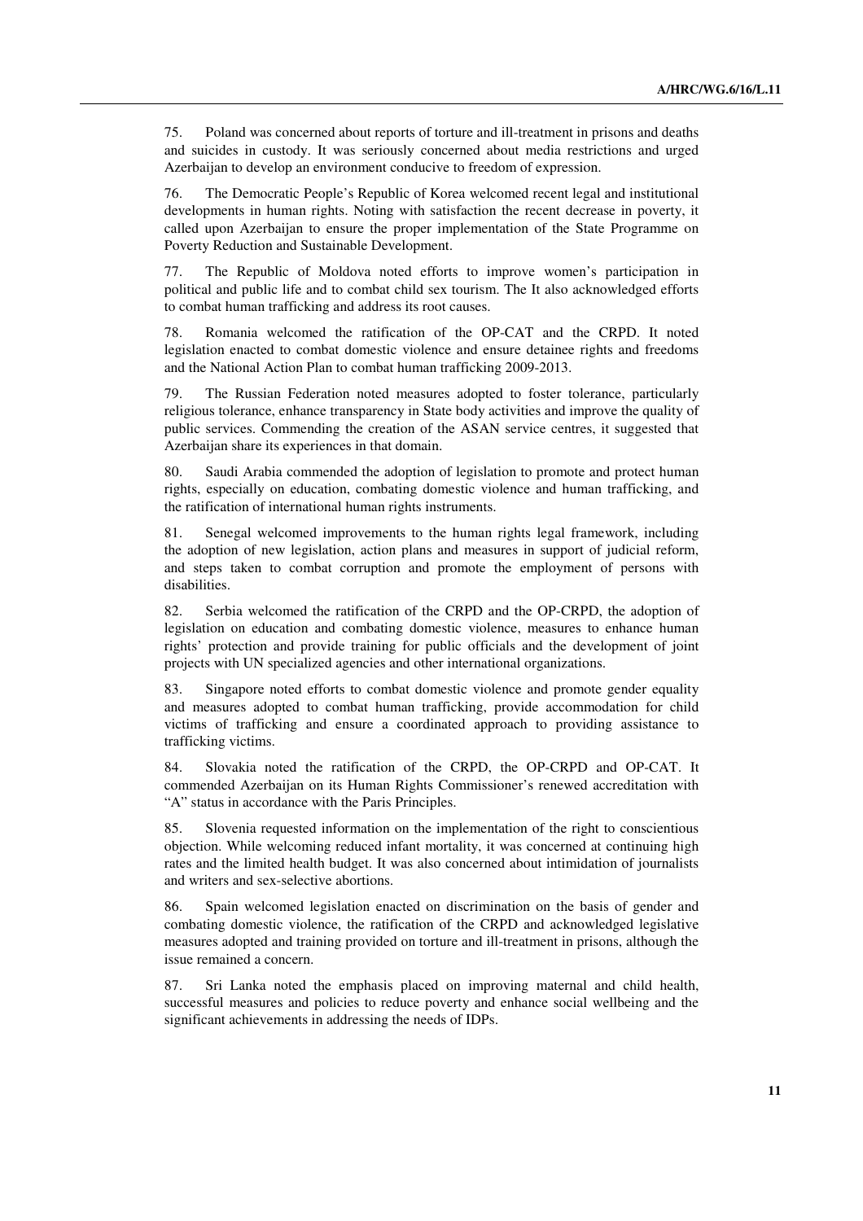75. Poland was concerned about reports of torture and ill-treatment in prisons and deaths and suicides in custody. It was seriously concerned about media restrictions and urged Azerbaijan to develop an environment conducive to freedom of expression.

76. The Democratic People's Republic of Korea welcomed recent legal and institutional developments in human rights. Noting with satisfaction the recent decrease in poverty, it called upon Azerbaijan to ensure the proper implementation of the State Programme on Poverty Reduction and Sustainable Development.

77. The Republic of Moldova noted efforts to improve women's participation in political and public life and to combat child sex tourism. The It also acknowledged efforts to combat human trafficking and address its root causes.

78. Romania welcomed the ratification of the OP-CAT and the CRPD. It noted legislation enacted to combat domestic violence and ensure detainee rights and freedoms and the National Action Plan to combat human trafficking 2009-2013.

79. The Russian Federation noted measures adopted to foster tolerance, particularly religious tolerance, enhance transparency in State body activities and improve the quality of public services. Commending the creation of the ASAN service centres, it suggested that Azerbaijan share its experiences in that domain.

80. Saudi Arabia commended the adoption of legislation to promote and protect human rights, especially on education, combating domestic violence and human trafficking, and the ratification of international human rights instruments.

81. Senegal welcomed improvements to the human rights legal framework, including the adoption of new legislation, action plans and measures in support of judicial reform, and steps taken to combat corruption and promote the employment of persons with disabilities.

82. Serbia welcomed the ratification of the CRPD and the OP-CRPD, the adoption of legislation on education and combating domestic violence, measures to enhance human rights' protection and provide training for public officials and the development of joint projects with UN specialized agencies and other international organizations.

83. Singapore noted efforts to combat domestic violence and promote gender equality and measures adopted to combat human trafficking, provide accommodation for child victims of trafficking and ensure a coordinated approach to providing assistance to trafficking victims.

84. Slovakia noted the ratification of the CRPD, the OP-CRPD and OP-CAT. It commended Azerbaijan on its Human Rights Commissioner's renewed accreditation with "A" status in accordance with the Paris Principles.

85. Slovenia requested information on the implementation of the right to conscientious objection. While welcoming reduced infant mortality, it was concerned at continuing high rates and the limited health budget. It was also concerned about intimidation of journalists and writers and sex-selective abortions.

86. Spain welcomed legislation enacted on discrimination on the basis of gender and combating domestic violence, the ratification of the CRPD and acknowledged legislative measures adopted and training provided on torture and ill-treatment in prisons, although the issue remained a concern.

87. Sri Lanka noted the emphasis placed on improving maternal and child health, successful measures and policies to reduce poverty and enhance social wellbeing and the significant achievements in addressing the needs of IDPs.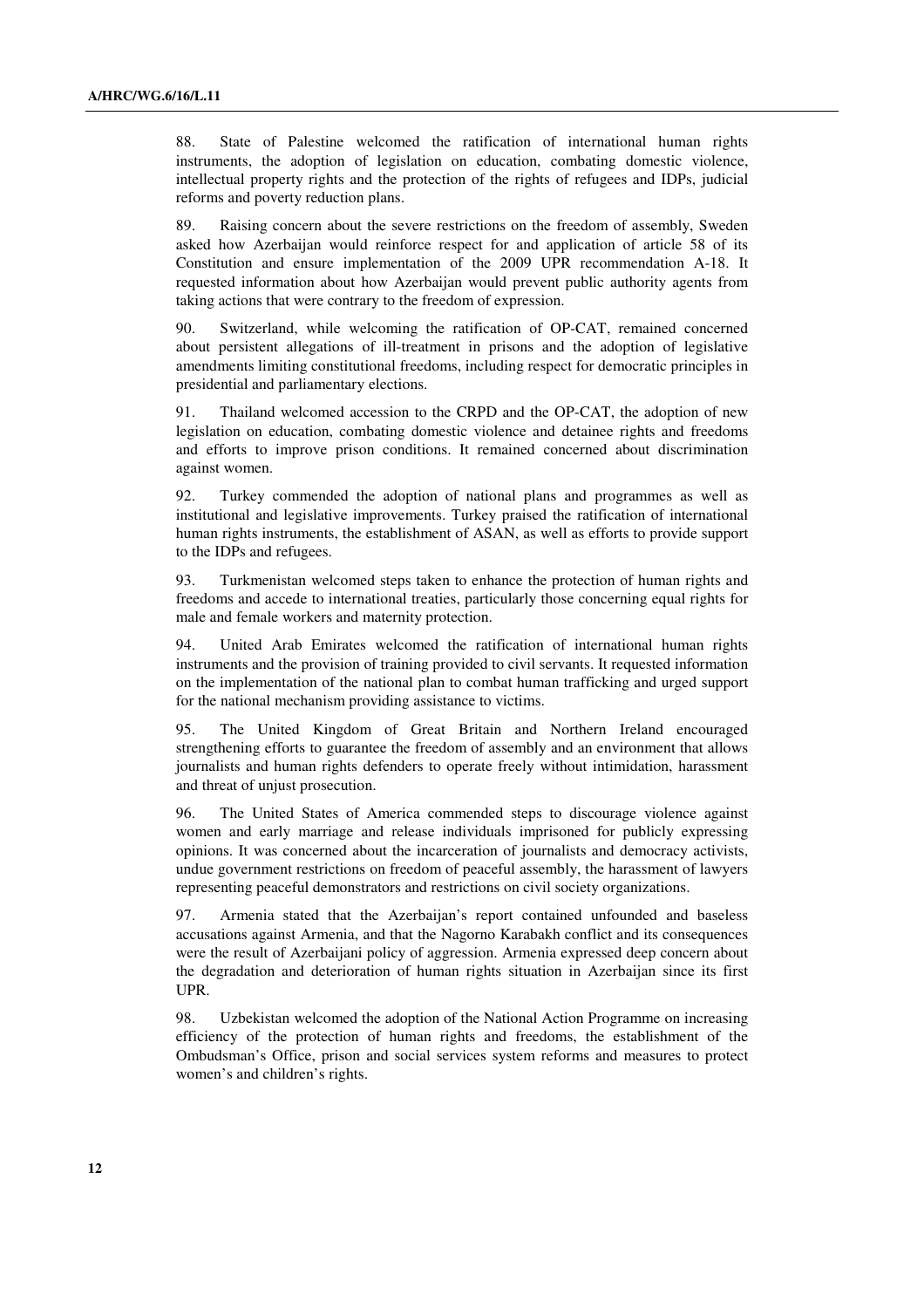88. State of Palestine welcomed the ratification of international human rights instruments, the adoption of legislation on education, combating domestic violence, intellectual property rights and the protection of the rights of refugees and IDPs, judicial reforms and poverty reduction plans.

89. Raising concern about the severe restrictions on the freedom of assembly, Sweden asked how Azerbaijan would reinforce respect for and application of article 58 of its Constitution and ensure implementation of the 2009 UPR recommendation A-18. It requested information about how Azerbaijan would prevent public authority agents from taking actions that were contrary to the freedom of expression.

90. Switzerland, while welcoming the ratification of OP-CAT, remained concerned about persistent allegations of ill-treatment in prisons and the adoption of legislative amendments limiting constitutional freedoms, including respect for democratic principles in presidential and parliamentary elections.

91. Thailand welcomed accession to the CRPD and the OP-CAT, the adoption of new legislation on education, combating domestic violence and detainee rights and freedoms and efforts to improve prison conditions. It remained concerned about discrimination against women.

92. Turkey commended the adoption of national plans and programmes as well as institutional and legislative improvements. Turkey praised the ratification of international human rights instruments, the establishment of ASAN, as well as efforts to provide support to the IDPs and refugees.

93. Turkmenistan welcomed steps taken to enhance the protection of human rights and freedoms and accede to international treaties, particularly those concerning equal rights for male and female workers and maternity protection.

94. United Arab Emirates welcomed the ratification of international human rights instruments and the provision of training provided to civil servants. It requested information on the implementation of the national plan to combat human trafficking and urged support for the national mechanism providing assistance to victims.

95. The United Kingdom of Great Britain and Northern Ireland encouraged strengthening efforts to guarantee the freedom of assembly and an environment that allows journalists and human rights defenders to operate freely without intimidation, harassment and threat of unjust prosecution.

96. The United States of America commended steps to discourage violence against women and early marriage and release individuals imprisoned for publicly expressing opinions. It was concerned about the incarceration of journalists and democracy activists, undue government restrictions on freedom of peaceful assembly, the harassment of lawyers representing peaceful demonstrators and restrictions on civil society organizations.

97. Armenia stated that the Azerbaijan's report contained unfounded and baseless accusations against Armenia, and that the Nagorno Karabakh conflict and its consequences were the result of Azerbaijani policy of aggression. Armenia expressed deep concern about the degradation and deterioration of human rights situation in Azerbaijan since its first UPR.

98. Uzbekistan welcomed the adoption of the National Action Programme on increasing efficiency of the protection of human rights and freedoms, the establishment of the Ombudsman's Office, prison and social services system reforms and measures to protect women's and children's rights.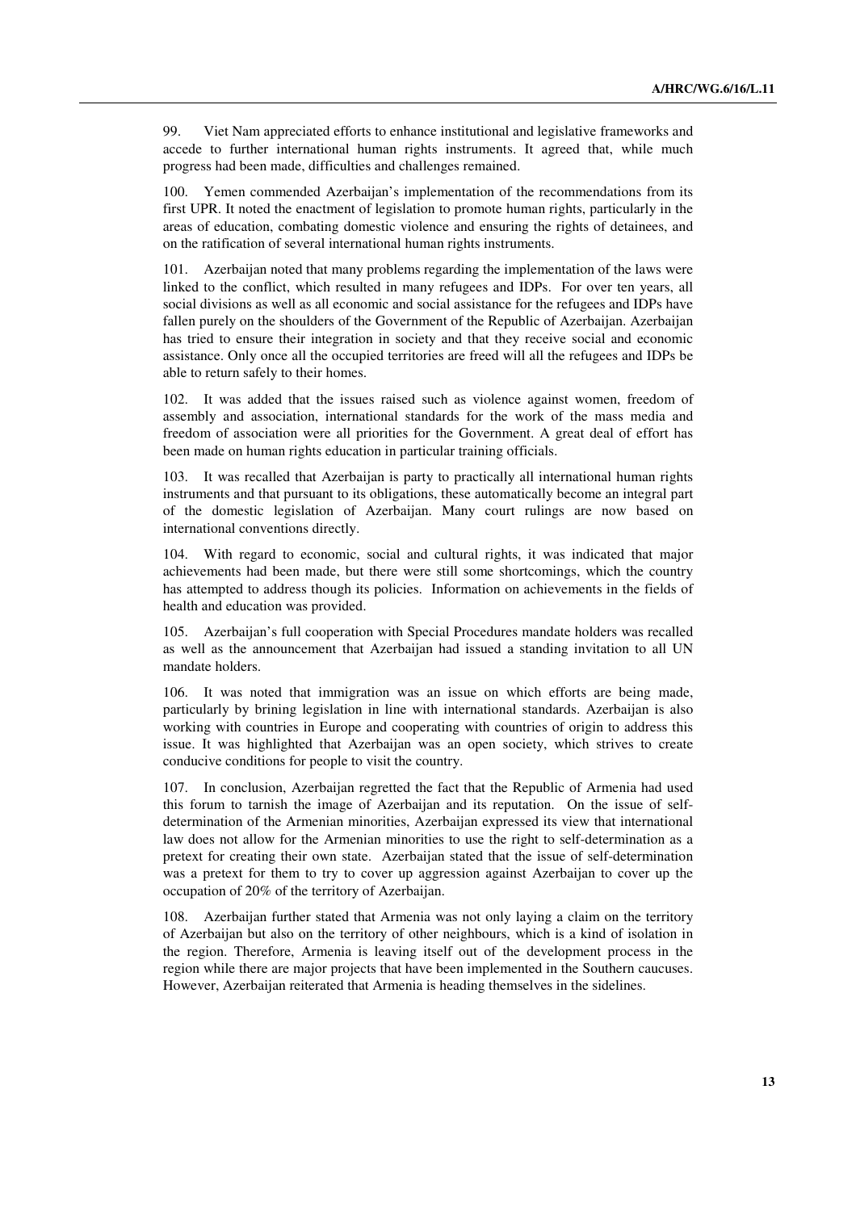99. Viet Nam appreciated efforts to enhance institutional and legislative frameworks and accede to further international human rights instruments. It agreed that, while much progress had been made, difficulties and challenges remained.

100. Yemen commended Azerbaijan's implementation of the recommendations from its first UPR. It noted the enactment of legislation to promote human rights, particularly in the areas of education, combating domestic violence and ensuring the rights of detainees, and on the ratification of several international human rights instruments.

101. Azerbaijan noted that many problems regarding the implementation of the laws were linked to the conflict, which resulted in many refugees and IDPs. For over ten years, all social divisions as well as all economic and social assistance for the refugees and IDPs have fallen purely on the shoulders of the Government of the Republic of Azerbaijan. Azerbaijan has tried to ensure their integration in society and that they receive social and economic assistance. Only once all the occupied territories are freed will all the refugees and IDPs be able to return safely to their homes.

102. It was added that the issues raised such as violence against women, freedom of assembly and association, international standards for the work of the mass media and freedom of association were all priorities for the Government. A great deal of effort has been made on human rights education in particular training officials.

103. It was recalled that Azerbaijan is party to practically all international human rights instruments and that pursuant to its obligations, these automatically become an integral part of the domestic legislation of Azerbaijan. Many court rulings are now based on international conventions directly.

104. With regard to economic, social and cultural rights, it was indicated that major achievements had been made, but there were still some shortcomings, which the country has attempted to address though its policies. Information on achievements in the fields of health and education was provided.

105. Azerbaijan's full cooperation with Special Procedures mandate holders was recalled as well as the announcement that Azerbaijan had issued a standing invitation to all UN mandate holders.

106. It was noted that immigration was an issue on which efforts are being made, particularly by brining legislation in line with international standards. Azerbaijan is also working with countries in Europe and cooperating with countries of origin to address this issue. It was highlighted that Azerbaijan was an open society, which strives to create conducive conditions for people to visit the country.

107. In conclusion, Azerbaijan regretted the fact that the Republic of Armenia had used this forum to tarnish the image of Azerbaijan and its reputation. On the issue of self-determination of the Armenian minorities, Azerbaijan expressed its view that international law does not allow for the Armenian minorities to use the right to self-determination as a pretext for creating their own state. Azerbaijan stated that the issue of self-determination was a pretext for them to try to cover up aggression against Azerbaijan to cover up the occupation of 20% of the territory of Azerbaijan.

108. Azerbaijan further stated that Armenia was not only laying a claim on the territory of Azerbaijan but also on the territory of other neighbours, which is a kind of isolation in the region. Therefore, Armenia is leaving itself out of the development process in the region while there are major projects that have been implemented in the Southern caucuses. However, Azerbaijan reiterated that Armenia is heading themselves in the sidelines.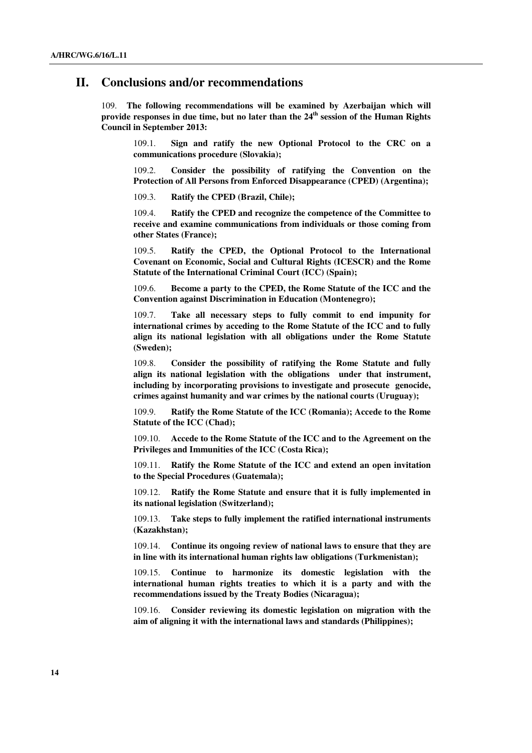## II. Conclusions and/or recommendations

109. **The following recommendations will be examined by Azerbaijan which will provide responses in due time, but no later than the 24th session of the Human Rights Council in September 2013:**

109.1. **Sign and ratify the new Optional Protocol to the CRC on a communications procedure (Slovakia);**

109.2. **Consider the possibility of ratifying the Convention on the Protection of All Persons from Enforced Disappearance (CPED) (Argentina);**

109.3. **Ratify the CPED (Brazil, Chile);**

109.4. **Ratify the CPED and recognize the competence of the Committee to receive and examine communications from individuals or those coming from other States (France);**

109.5. **Ratify the CPED, the Optional Protocol to the International Covenant on Economic, Social and Cultural Rights (ICESCR) and the Rome Statute of the International Criminal Court (ICC) (Spain);**

109.6. **Become a party to the CPED, the Rome Statute of the ICC and the Convention against Discrimination in Education (Montenegro);**

109.7. **Take all necessary steps to fully commit to end impunity for international crimes by acceding to the Rome Statute of the ICC and to fully align its national legislation with all obligations under the Rome Statute (Sweden);**

109.8. **Consider the possibility of ratifying the Rome Statute and fully align its national legislation with the obligations under that instrument, including by incorporating provisions to investigate and prosecute genocide, crimes against humanity and war crimes by the national courts (Uruguay);**

109.9. **Ratify the Rome Statute of the ICC (Romania); Accede to the Rome Statute of the ICC (Chad);**

109.10. **Accede to the Rome Statute of the ICC and to the Agreement on the Privileges and Immunities of the ICC (Costa Rica);**

109.11. **Ratify the Rome Statute of the ICC and extend an open invitation to the Special Procedures (Guatemala);**

109.12. **Ratify the Rome Statute and ensure that it is fully implemented in its national legislation (Switzerland);**

109.13. **Take steps to fully implement the ratified international instruments (Kazakhstan);**

109.14. **Continue its ongoing review of national laws to ensure that they are in line with its international human rights law obligations (Turkmenistan);**

109.15. **Continue to harmonize its domestic legislation with the international human rights treaties to which it is a party and with the recommendations issued by the Treaty Bodies (Nicaragua);**

109.16. **Consider reviewing its domestic legislation on migration with the aim of aligning it with the international laws and standards (Philippines);**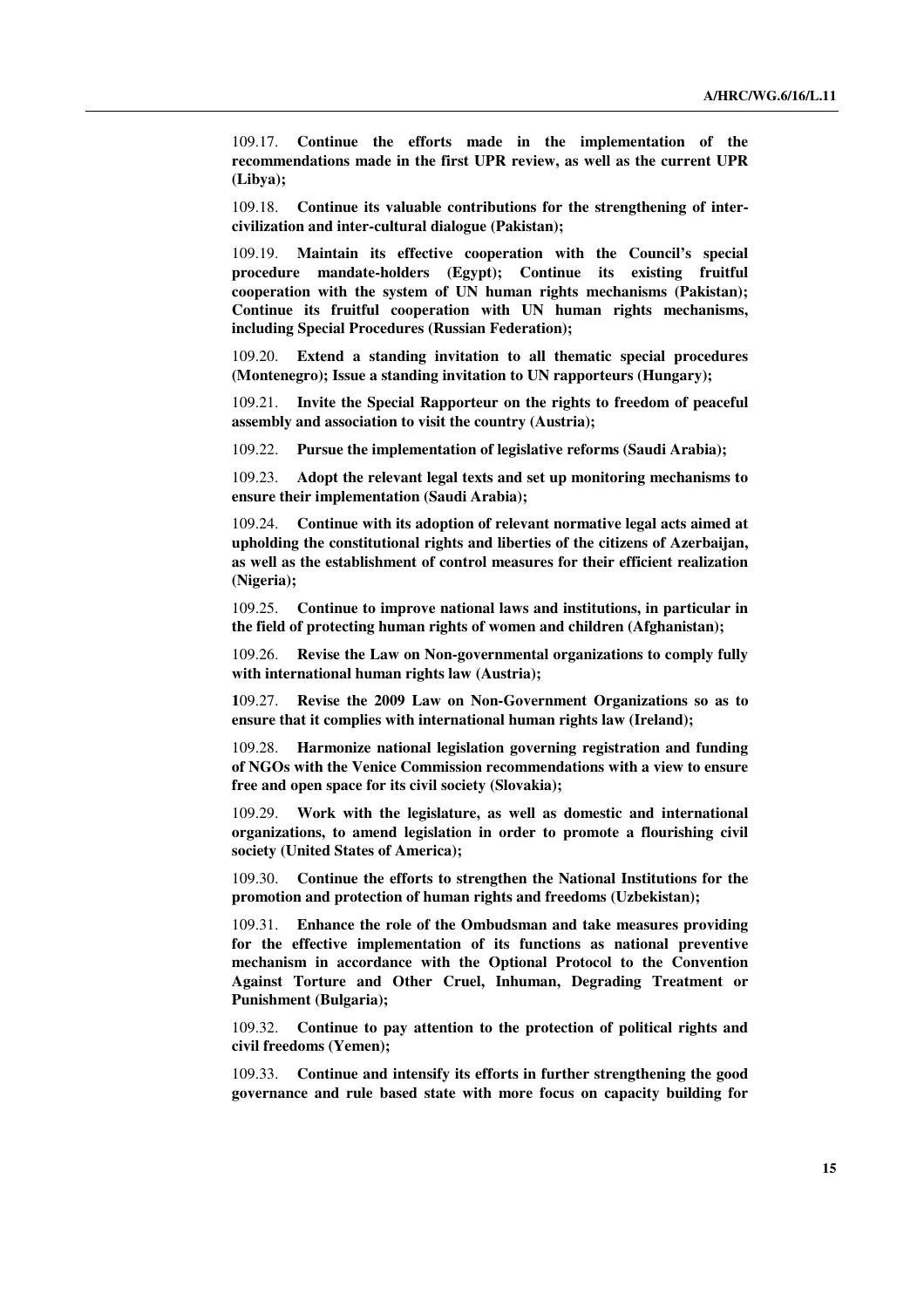109.17. **Continue the efforts made in the implementation of the recommendations made in the first UPR review, as well as the current UPR (Libya);**

109.18. **Continue its valuable contributions for the strengthening of inter-civilization and inter-cultural dialogue (Pakistan);**

109.19. **Maintain its effective cooperation with the Council's special procedure mandate-holders (Egypt); Continue its existing fruitful cooperation with the system of UN human rights mechanisms (Pakistan); Continue its fruitful cooperation with UN human rights mechanisms, including Special Procedures (Russian Federation);**

109.20. **Extend a standing invitation to all thematic special procedures (Montenegro); Issue a standing invitation to UN rapporteurs (Hungary);**

109.21. **Invite the Special Rapporteur on the rights to freedom of peaceful assembly and association to visit the country (Austria);**

109.22. **Pursue the implementation of legislative reforms (Saudi Arabia);**

109.23. **Adopt the relevant legal texts and set up monitoring mechanisms to ensure their implementation (Saudi Arabia);**

109.24. **Continue with its adoption of relevant normative legal acts aimed at upholding the constitutional rights and liberties of the citizens of Azerbaijan, as well as the establishment of control measures for their efficient realization (Nigeria);**

109.25. **Continue to improve national laws and institutions, in particular in the field of protecting human rights of women and children (Afghanistan);**

109.26. **Revise the Law on Non-governmental organizations to comply fully with international human rights law (Austria);**

109.27. **Revise the 2009 Law on Non-Government Organizations so as to ensure that it complies with international human rights law (Ireland);**

109.28. **Harmonize national legislation governing registration and funding of NGOs with the Venice Commission recommendations with a view to ensure free and open space for its civil society (Slovakia);**

109.29. **Work with the legislature, as well as domestic and international organizations, to amend legislation in order to promote a flourishing civil society (United States of America);**

109.30. **Continue the efforts to strengthen the National Institutions for the promotion and protection of human rights and freedoms (Uzbekistan);**

109.31. **Enhance the role of the Ombudsman and take measures providing for the effective implementation of its functions as national preventive mechanism in accordance with the Optional Protocol to the Convention Against Torture and Other Cruel, Inhuman, Degrading Treatment or Punishment (Bulgaria);**

109.32. **Continue to pay attention to the protection of political rights and civil freedoms (Yemen);**

109.33. **Continue and intensify its efforts in further strengthening the good governance and rule based state with more focus on capacity building for**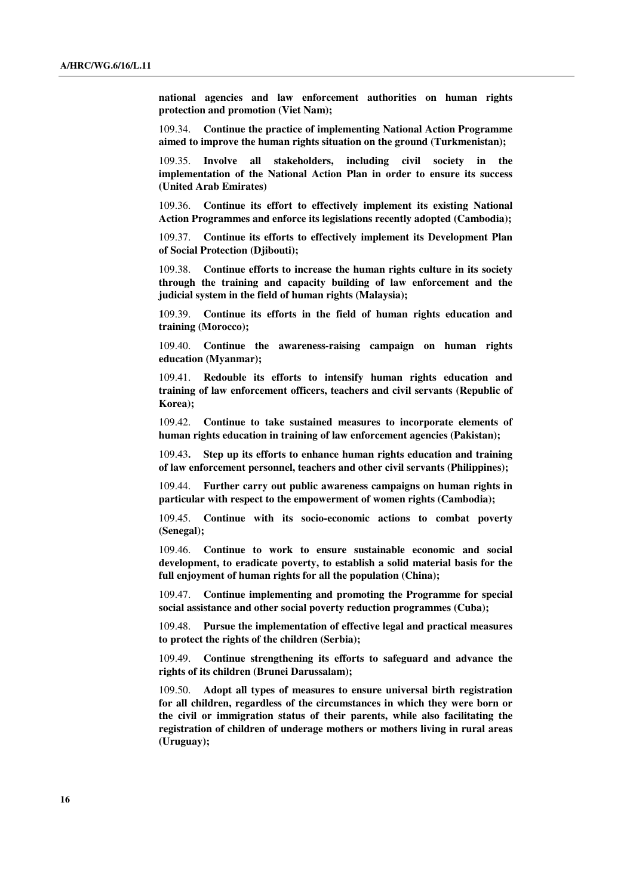**national agencies and law enforcement authorities on human rights protection and promotion (Viet Nam);**

109.34. **Continue the practice of implementing National Action Programme aimed to improve the human rights situation on the ground (Turkmenistan);**

109.35. **Involve all stakeholders, including civil society in the implementation of the National Action Plan in order to ensure its success (United Arab Emirates)**

109.36. **Continue its effort to effectively implement its existing National Action Programmes and enforce its legislations recently adopted (Cambodia);**

109.37. **Continue its efforts to effectively implement its Development Plan of Social Protection (Djibouti);**

109.38. **Continue efforts to increase the human rights culture in its society through the training and capacity building of law enforcement and the judicial system in the field of human rights (Malaysia);**

**1**09.39. **Continue its efforts in the field of human rights education and training (Morocco);**

109.40. **Continue the awareness-raising campaign on human rights education (Myanmar);**

109.41. **Redouble its efforts to intensify human rights education and training of law enforcement officers, teachers and civil servants (Republic of Korea);**

109.42. **Continue to take sustained measures to incorporate elements of human rights education in training of law enforcement agencies (Pakistan);**

109.43**.** **Step up its efforts to enhance human rights education and training of law enforcement personnel, teachers and other civil servants (Philippines);**

109.44. **Further carry out public awareness campaigns on human rights in particular with respect to the empowerment of women rights (Cambodia);**

109.45. **Continue with its socio-economic actions to combat poverty (Senegal);**

109.46. **Continue to work to ensure sustainable economic and social development, to eradicate poverty, to establish a solid material basis for the full enjoyment of human rights for all the population (China);**

109.47. **Continue implementing and promoting the Programme for special social assistance and other social poverty reduction programmes (Cuba);**

109.48. **Pursue the implementation of effective legal and practical measures to protect the rights of the children (Serbia);**

109.49. **Continue strengthening its efforts to safeguard and advance the rights of its children (Brunei Darussalam);**

109.50. **Adopt all types of measures to ensure universal birth registration for all children, regardless of the circumstances in which they were born or the civil or immigration status of their parents, while also facilitating the registration of children of underage mothers or mothers living in rural areas (Uruguay);**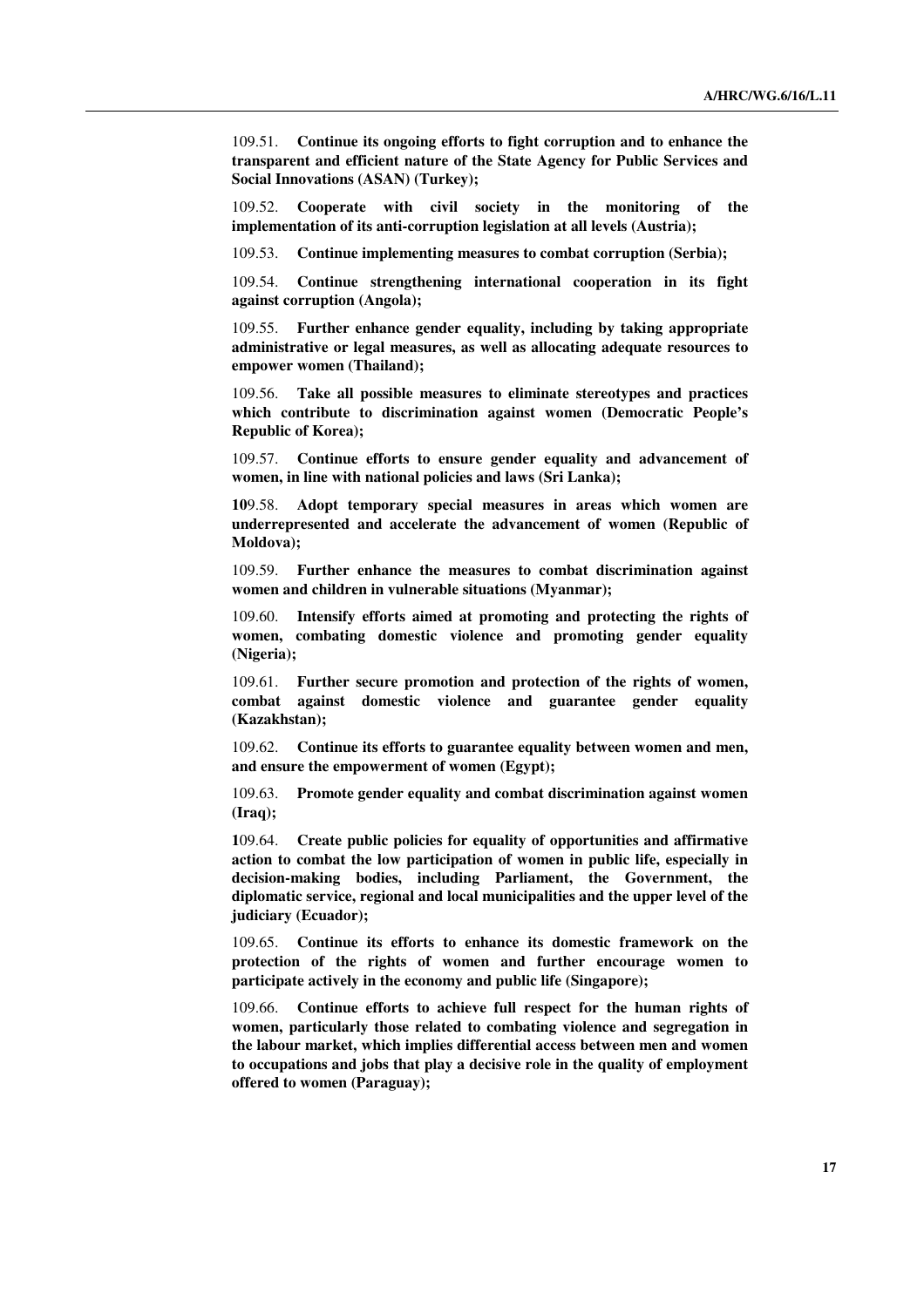109.51. **Continue its ongoing efforts to fight corruption and to enhance the transparent and efficient nature of the State Agency for Public Services and Social Innovations (ASAN) (Turkey);**

109.52. **Cooperate with civil society in the monitoring of the implementation of its anti-corruption legislation at all levels (Austria);**

109.53. **Continue implementing measures to combat corruption (Serbia);**

109.54. **Continue strengthening international cooperation in its fight against corruption (Angola);**

109.55. **Further enhance gender equality, including by taking appropriate administrative or legal measures, as well as allocating adequate resources to empower women (Thailand);**

109.56. **Take all possible measures to eliminate stereotypes and practices which contribute to discrimination against women (Democratic People's Republic of Korea);**

109.57. **Continue efforts to ensure gender equality and advancement of women, in line with national policies and laws (Sri Lanka);**

109.58. **Adopt temporary special measures in areas which women are underrepresented and accelerate the advancement of women (Republic of Moldova);**

109.59. **Further enhance the measures to combat discrimination against women and children in vulnerable situations (Myanmar);**

109.60. **Intensify efforts aimed at promoting and protecting the rights of women, combating domestic violence and promoting gender equality (Nigeria);**

109.61. **Further secure promotion and protection of the rights of women, combat against domestic violence and guarantee gender equality (Kazakhstan);**

109.62. **Continue its efforts to guarantee equality between women and men, and ensure the empowerment of women (Egypt);**

109.63. **Promote gender equality and combat discrimination against women (Iraq);**

109.64. **Create public policies for equality of opportunities and affirmative action to combat the low participation of women in public life, especially in decision-making bodies, including Parliament, the Government, the diplomatic service, regional and local municipalities and the upper level of the judiciary (Ecuador);**

109.65. **Continue its efforts to enhance its domestic framework on the protection of the rights of women and further encourage women to participate actively in the economy and public life (Singapore);**

109.66. **Continue efforts to achieve full respect for the human rights of women, particularly those related to combating violence and segregation in the labour market, which implies differential access between men and women to occupations and jobs that play a decisive role in the quality of employment offered to women (Paraguay);**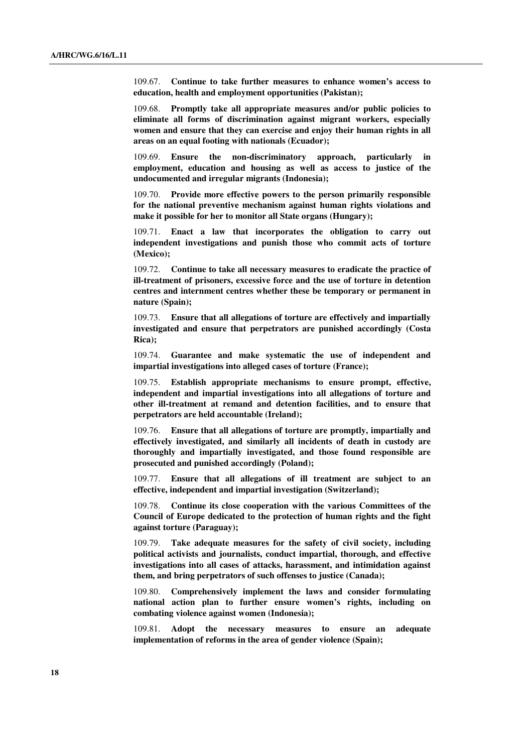109.67. **Continue to take further measures to enhance women's access to education, health and employment opportunities (Pakistan);**

109.68. **Promptly take all appropriate measures and/or public policies to eliminate all forms of discrimination against migrant workers, especially women and ensure that they can exercise and enjoy their human rights in all areas on an equal footing with nationals (Ecuador);**

109.69. **Ensure the non-discriminatory approach, particularly in employment, education and housing as well as access to justice of the undocumented and irregular migrants (Indonesia);**

109.70. **Provide more effective powers to the person primarily responsible for the national preventive mechanism against human rights violations and make it possible for her to monitor all State organs (Hungary);**

109.71. **Enact a law that incorporates the obligation to carry out independent investigations and punish those who commit acts of torture (Mexico);**

109.72. **Continue to take all necessary measures to eradicate the practice of ill-treatment of prisoners, excessive force and the use of torture in detention centres and internment centres whether these be temporary or permanent in nature (Spain);**

109.73. **Ensure that all allegations of torture are effectively and impartially investigated and ensure that perpetrators are punished accordingly (Costa Rica);**

109.74. **Guarantee and make systematic the use of independent and impartial investigations into alleged cases of torture (France);**

109.75. **Establish appropriate mechanisms to ensure prompt, effective, independent and impartial investigations into all allegations of torture and other ill-treatment at remand and detention facilities, and to ensure that perpetrators are held accountable (Ireland);**

109.76. **Ensure that all allegations of torture are promptly, impartially and effectively investigated, and similarly all incidents of death in custody are thoroughly and impartially investigated, and those found responsible are prosecuted and punished accordingly (Poland);**

109.77. **Ensure that all allegations of ill treatment are subject to an effective, independent and impartial investigation (Switzerland);**

109.78. **Continue its close cooperation with the various Committees of the Council of Europe dedicated to the protection of human rights and the fight against torture (Paraguay);**

109.79. **Take adequate measures for the safety of civil society, including political activists and journalists, conduct impartial, thorough, and effective investigations into all cases of attacks, harassment, and intimidation against them, and bring perpetrators of such offenses to justice (Canada);**

109.80. **Comprehensively implement the laws and consider formulating national action plan to further ensure women's rights, including on combating violence against women (Indonesia);**

109.81. **Adopt the necessary measures to ensure an adequate implementation of reforms in the area of gender violence (Spain);**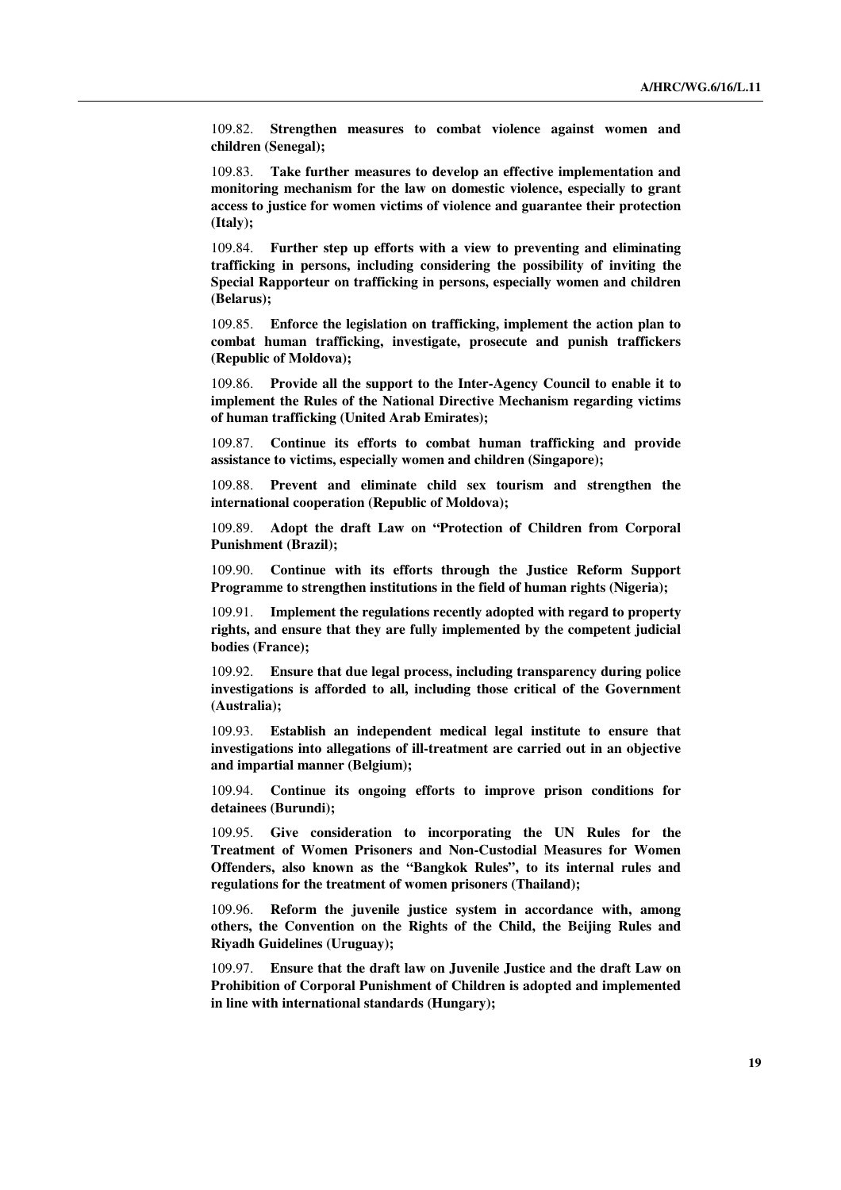109.82. **Strengthen measures to combat violence against women and children (Senegal);**

109.83. **Take further measures to develop an effective implementation and monitoring mechanism for the law on domestic violence, especially to grant access to justice for women victims of violence and guarantee their protection (Italy);**

109.84. **Further step up efforts with a view to preventing and eliminating trafficking in persons, including considering the possibility of inviting the Special Rapporteur on trafficking in persons, especially women and children (Belarus);**

109.85. **Enforce the legislation on trafficking, implement the action plan to combat human trafficking, investigate, prosecute and punish traffickers (Republic of Moldova);**

109.86. **Provide all the support to the Inter-Agency Council to enable it to implement the Rules of the National Directive Mechanism regarding victims of human trafficking (United Arab Emirates);**

109.87. **Continue its efforts to combat human trafficking and provide assistance to victims, especially women and children (Singapore);**

109.88. **Prevent and eliminate child sex tourism and strengthen the international cooperation (Republic of Moldova);**

109.89. **Adopt the draft Law on "Protection of Children from Corporal Punishment (Brazil);**

109.90. **Continue with its efforts through the Justice Reform Support Programme to strengthen institutions in the field of human rights (Nigeria);**

109.91. **Implement the regulations recently adopted with regard to property rights, and ensure that they are fully implemented by the competent judicial bodies (France);**

109.92. **Ensure that due legal process, including transparency during police investigations is afforded to all, including those critical of the Government (Australia);**

109.93. **Establish an independent medical legal institute to ensure that investigations into allegations of ill-treatment are carried out in an objective and impartial manner (Belgium);**

109.94. **Continue its ongoing efforts to improve prison conditions for detainees (Burundi);**

109.95. **Give consideration to incorporating the UN Rules for the Treatment of Women Prisoners and Non-Custodial Measures for Women Offenders, also known as the "Bangkok Rules", to its internal rules and regulations for the treatment of women prisoners (Thailand);**

109.96. **Reform the juvenile justice system in accordance with, among others, the Convention on the Rights of the Child, the Beijing Rules and Riyadh Guidelines (Uruguay);**

109.97. **Ensure that the draft law on Juvenile Justice and the draft Law on Prohibition of Corporal Punishment of Children is adopted and implemented in line with international standards (Hungary);**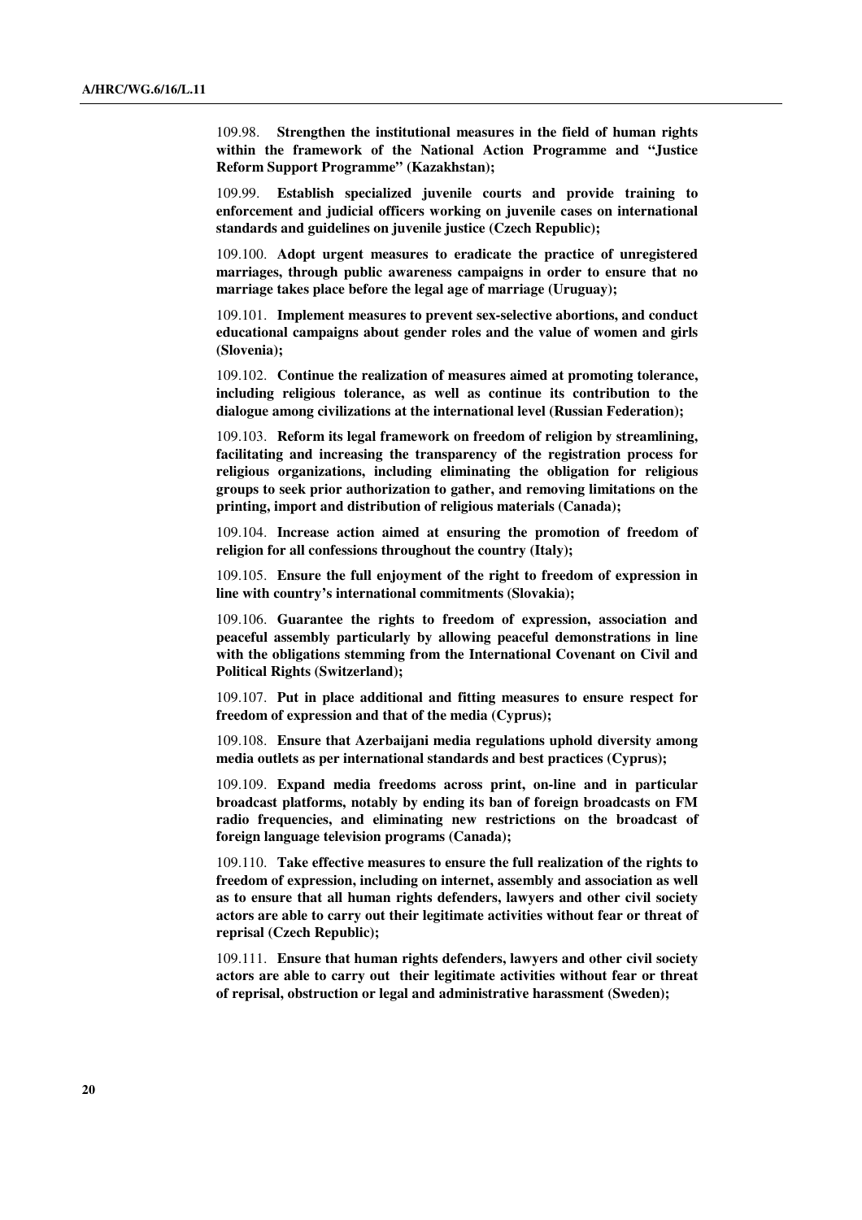109.98. **Strengthen the institutional measures in the field of human rights within the framework of the National Action Programme and "Justice Reform Support Programme" (Kazakhstan);**

109.99. **Establish specialized juvenile courts and provide training to enforcement and judicial officers working on juvenile cases on international standards and guidelines on juvenile justice (Czech Republic);**

109.100. **Adopt urgent measures to eradicate the practice of unregistered marriages, through public awareness campaigns in order to ensure that no marriage takes place before the legal age of marriage (Uruguay);**

109.101. **Implement measures to prevent sex-selective abortions, and conduct educational campaigns about gender roles and the value of women and girls (Slovenia);**

109.102. **Continue the realization of measures aimed at promoting tolerance, including religious tolerance, as well as continue its contribution to the dialogue among civilizations at the international level (Russian Federation);**

109.103. **Reform its legal framework on freedom of religion by streamlining, facilitating and increasing the transparency of the registration process for religious organizations, including eliminating the obligation for religious groups to seek prior authorization to gather, and removing limitations on the printing, import and distribution of religious materials (Canada);**

109.104. **Increase action aimed at ensuring the promotion of freedom of religion for all confessions throughout the country (Italy);**

109.105. **Ensure the full enjoyment of the right to freedom of expression in line with country's international commitments (Slovakia);**

109.106. **Guarantee the rights to freedom of expression, association and peaceful assembly particularly by allowing peaceful demonstrations in line with the obligations stemming from the International Covenant on Civil and Political Rights (Switzerland);**

109.107. **Put in place additional and fitting measures to ensure respect for freedom of expression and that of the media (Cyprus);**

109.108. **Ensure that Azerbaijani media regulations uphold diversity among media outlets as per international standards and best practices (Cyprus);**

109.109. **Expand media freedoms across print, on-line and in particular broadcast platforms, notably by ending its ban of foreign broadcasts on FM radio frequencies, and eliminating new restrictions on the broadcast of foreign language television programs (Canada);**

109.110. **Take effective measures to ensure the full realization of the rights to freedom of expression, including on internet, assembly and association as well as to ensure that all human rights defenders, lawyers and other civil society actors are able to carry out their legitimate activities without fear or threat of reprisal (Czech Republic);**

109.111. **Ensure that human rights defenders, lawyers and other civil society actors are able to carry out their legitimate activities without fear or threat of reprisal, obstruction or legal and administrative harassment (Sweden);**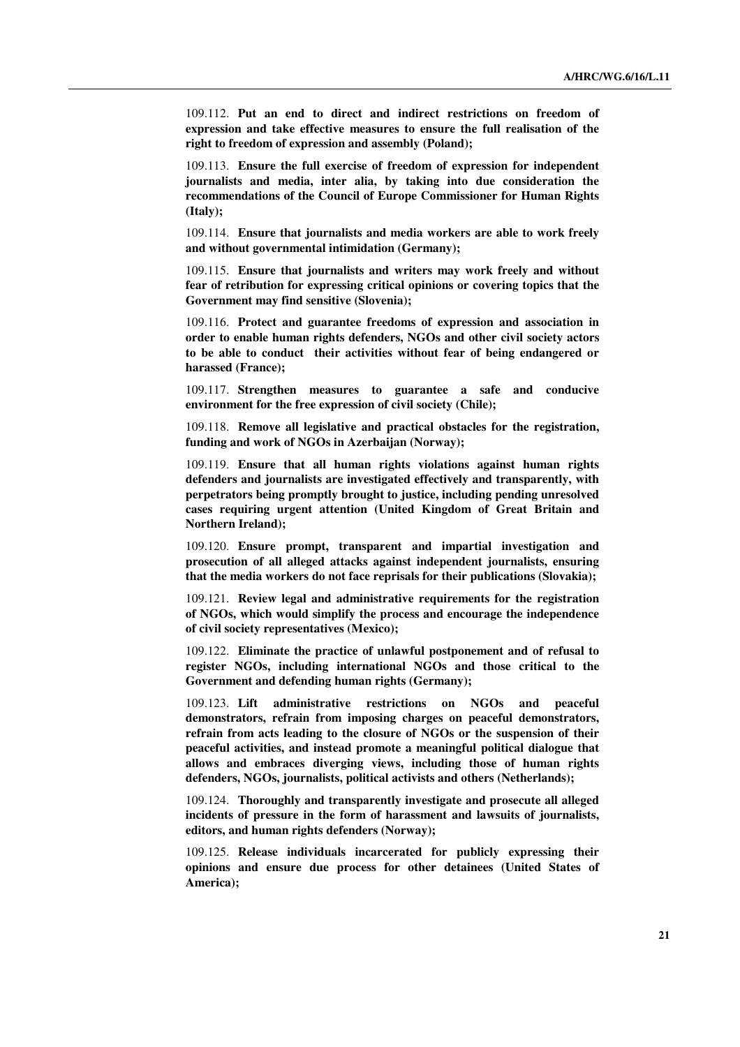109.112. **Put an end to direct and indirect restrictions on freedom of expression and take effective measures to ensure the full realisation of the right to freedom of expression and assembly (Poland);**

109.113. **Ensure the full exercise of freedom of expression for independent journalists and media, inter alia, by taking into due consideration the recommendations of the Council of Europe Commissioner for Human Rights (Italy);**

109.114. **Ensure that journalists and media workers are able to work freely and without governmental intimidation (Germany);**

109.115. **Ensure that journalists and writers may work freely and without fear of retribution for expressing critical opinions or covering topics that the Government may find sensitive (Slovenia);**

109.116. **Protect and guarantee freedoms of expression and association in order to enable human rights defenders, NGOs and other civil society actors to be able to conduct their activities without fear of being endangered or harassed (France);**

109.117. **Strengthen measures to guarantee a safe and conducive environment for the free expression of civil society (Chile);**

109.118. **Remove all legislative and practical obstacles for the registration, funding and work of NGOs in Azerbaijan (Norway);**

109.119. **Ensure that all human rights violations against human rights defenders and journalists are investigated effectively and transparently, with perpetrators being promptly brought to justice, including pending unresolved cases requiring urgent attention (United Kingdom of Great Britain and Northern Ireland);**

109.120. **Ensure prompt, transparent and impartial investigation and prosecution of all alleged attacks against independent journalists, ensuring that the media workers do not face reprisals for their publications (Slovakia);**

109.121. **Review legal and administrative requirements for the registration of NGOs, which would simplify the process and encourage the independence of civil society representatives (Mexico);**

109.122. **Eliminate the practice of unlawful postponement and of refusal to register NGOs, including international NGOs and those critical to the Government and defending human rights (Germany);**

109.123. **Lift administrative restrictions on NGOs and peaceful demonstrators, refrain from imposing charges on peaceful demonstrators, refrain from acts leading to the closure of NGOs or the suspension of their peaceful activities, and instead promote a meaningful political dialogue that allows and embraces diverging views, including those of human rights defenders, NGOs, journalists, political activists and others (Netherlands);**

109.124. **Thoroughly and transparently investigate and prosecute all alleged incidents of pressure in the form of harassment and lawsuits of journalists, editors, and human rights defenders (Norway);**

109.125. **Release individuals incarcerated for publicly expressing their opinions and ensure due process for other detainees (United States of America);**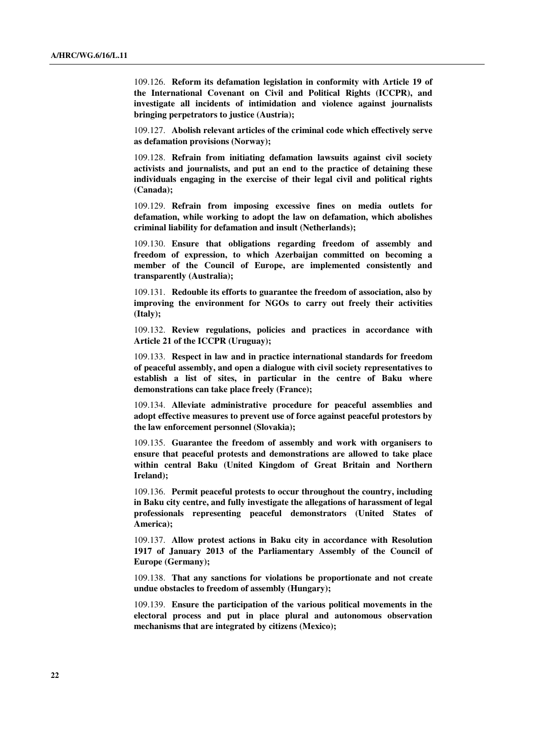109.126. **Reform its defamation legislation in conformity with Article 19 of the International Covenant on Civil and Political Rights (ICCPR), and investigate all incidents of intimidation and violence against journalists bringing perpetrators to justice (Austria);**

109.127. **Abolish relevant articles of the criminal code which effectively serve as defamation provisions (Norway);**

109.128. **Refrain from initiating defamation lawsuits against civil society activists and journalists, and put an end to the practice of detaining these individuals engaging in the exercise of their legal civil and political rights (Canada);**

109.129. **Refrain from imposing excessive fines on media outlets for defamation, while working to adopt the law on defamation, which abolishes criminal liability for defamation and insult (Netherlands);**

109.130. **Ensure that obligations regarding freedom of assembly and freedom of expression, to which Azerbaijan committed on becoming a member of the Council of Europe, are implemented consistently and transparently (Australia);**

109.131. **Redouble its efforts to guarantee the freedom of association, also by improving the environment for NGOs to carry out freely their activities (Italy);**

109.132. **Review regulations, policies and practices in accordance with Article 21 of the ICCPR (Uruguay);**

109.133. **Respect in law and in practice international standards for freedom of peaceful assembly, and open a dialogue with civil society representatives to establish a list of sites, in particular in the centre of Baku where demonstrations can take place freely (France);**

109.134. **Alleviate administrative procedure for peaceful assemblies and adopt effective measures to prevent use of force against peaceful protestors by the law enforcement personnel (Slovakia);**

109.135. **Guarantee the freedom of assembly and work with organisers to ensure that peaceful protests and demonstrations are allowed to take place within central Baku (United Kingdom of Great Britain and Northern Ireland);**

109.136. **Permit peaceful protests to occur throughout the country, including in Baku city centre, and fully investigate the allegations of harassment of legal professionals representing peaceful demonstrators (United States of America);**

109.137. **Allow protest actions in Baku city in accordance with Resolution 1917 of January 2013 of the Parliamentary Assembly of the Council of Europe (Germany);**

109.138. **That any sanctions for violations be proportionate and not create undue obstacles to freedom of assembly (Hungary);**

109.139. **Ensure the participation of the various political movements in the electoral process and put in place plural and autonomous observation mechanisms that are integrated by citizens (Mexico);**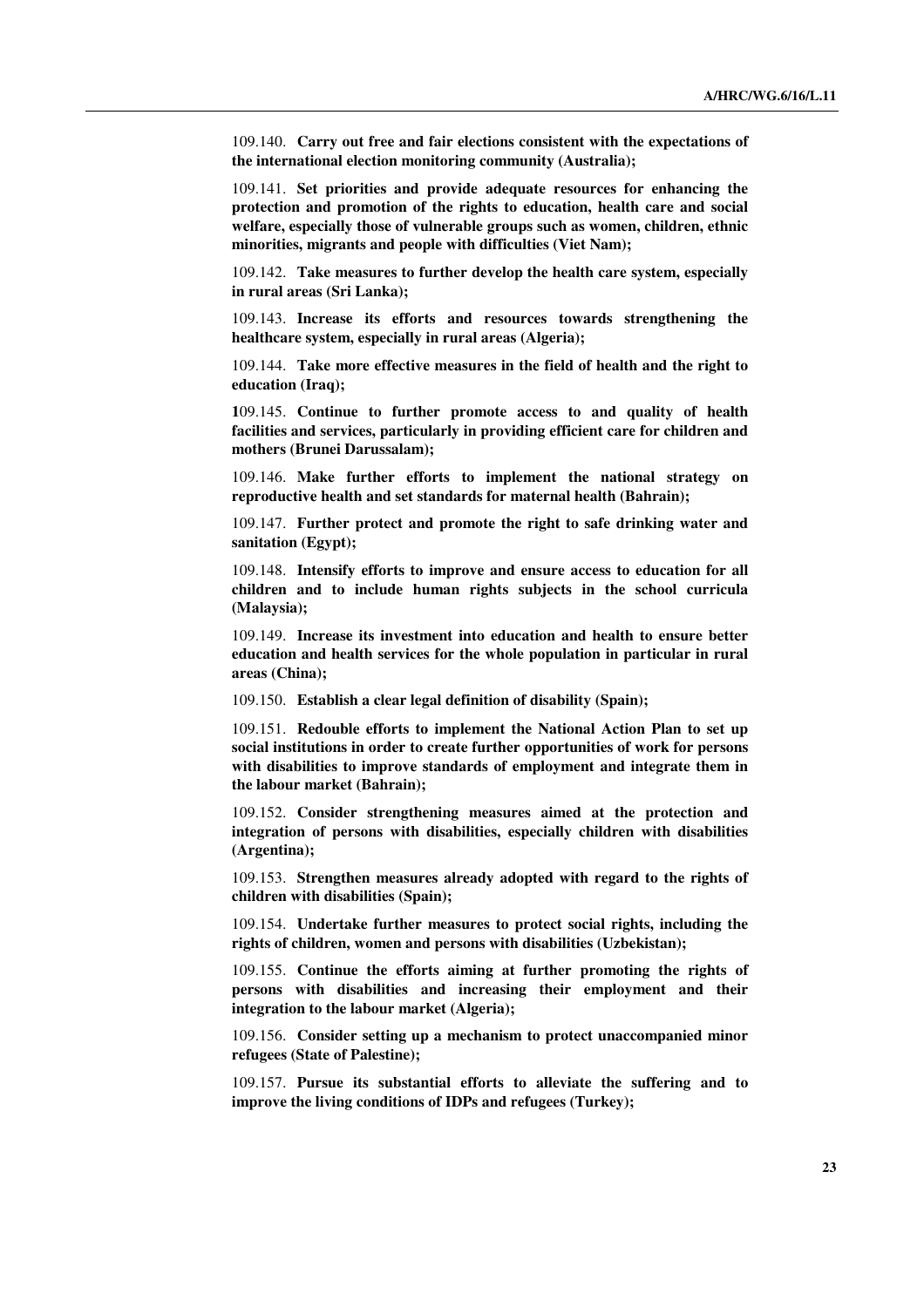109.140. **Carry out free and fair elections consistent with the expectations of the international election monitoring community (Australia);**

109.141. **Set priorities and provide adequate resources for enhancing the protection and promotion of the rights to education, health care and social welfare, especially those of vulnerable groups such as women, children, ethnic minorities, migrants and people with difficulties (Viet Nam);**

109.142. **Take measures to further develop the health care system, especially in rural areas (Sri Lanka);**

109.143. **Increase its efforts and resources towards strengthening the healthcare system, especially in rural areas (Algeria);**

109.144. **Take more effective measures in the field of health and the right to education (Iraq);**

**1**09.145. **Continue to further promote access to and quality of health facilities and services, particularly in providing efficient care for children and mothers (Brunei Darussalam);**

109.146. **Make further efforts to implement the national strategy on reproductive health and set standards for maternal health (Bahrain);**

109.147. **Further protect and promote the right to safe drinking water and sanitation (Egypt);**

109.148. **Intensify efforts to improve and ensure access to education for all children and to include human rights subjects in the school curricula (Malaysia);**

109.149. **Increase its investment into education and health to ensure better education and health services for the whole population in particular in rural areas (China);**

109.150. **Establish a clear legal definition of disability (Spain);**

109.151. **Redouble efforts to implement the National Action Plan to set up social institutions in order to create further opportunities of work for persons with disabilities to improve standards of employment and integrate them in the labour market (Bahrain);**

109.152. **Consider strengthening measures aimed at the protection and integration of persons with disabilities, especially children with disabilities (Argentina);**

109.153. **Strengthen measures already adopted with regard to the rights of children with disabilities (Spain);**

109.154. **Undertake further measures to protect social rights, including the rights of children, women and persons with disabilities (Uzbekistan);**

109.155. **Continue the efforts aiming at further promoting the rights of persons with disabilities and increasing their employment and their integration to the labour market (Algeria);**

109.156. **Consider setting up a mechanism to protect unaccompanied minor refugees (State of Palestine);**

109.157. **Pursue its substantial efforts to alleviate the suffering and to improve the living conditions of IDPs and refugees (Turkey);**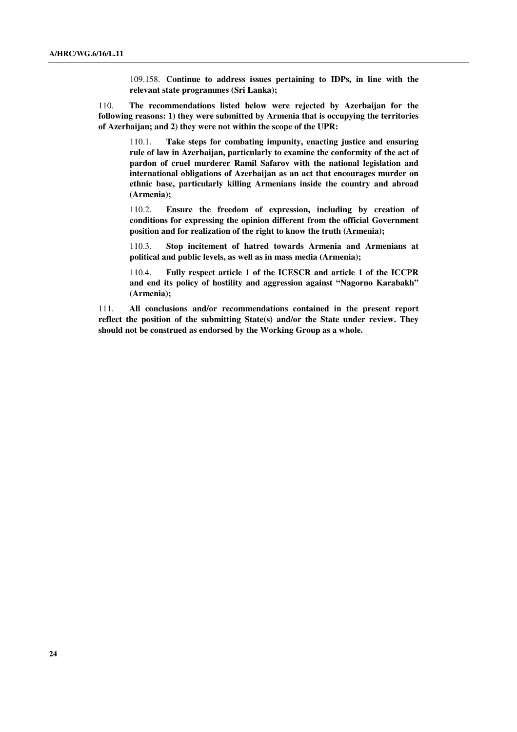109.158. **Continue to address issues pertaining to IDPs, in line with the relevant state programmes (Sri Lanka);**

110. **The recommendations listed below were rejected by Azerbaijan for the following reasons: 1) they were submitted by Armenia that is occupying the territories of Azerbaijan; and 2) they were not within the scope of the UPR:**

110.1. **Take steps for combating impunity, enacting justice and ensuring rule of law in Azerbaijan, particularly to examine the conformity of the act of pardon of cruel murderer Ramil Safarov with the national legislation and international obligations of Azerbaijan as an act that encourages murder on ethnic base, particularly killing Armenians inside the country and abroad (Armenia);**

110.2. **Ensure the freedom of expression, including by creation of conditions for expressing the opinion different from the official Government position and for realization of the right to know the truth (Armenia);**

110.3. **Stop incitement of hatred towards Armenia and Armenians at political and public levels, as well as in mass media (Armenia);**

110.4. **Fully respect article 1 of the ICESCR and article 1 of the ICCPR and end its policy of hostility and aggression against "Nagorno Karabakh" (Armenia);**

111. **All conclusions and/or recommendations contained in the present report reflect the position of the submitting State(s) and/or the State under review. They should not be construed as endorsed by the Working Group as a whole.**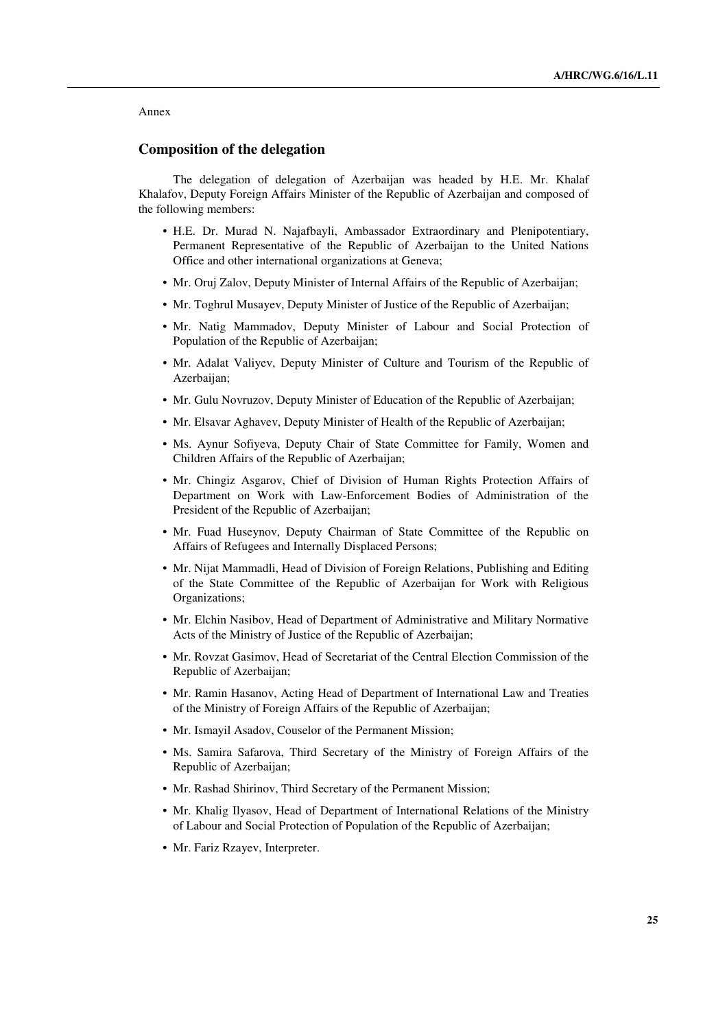Annex

## Composition of the delegation

The delegation of delegation of Azerbaijan was headed by H.E. Mr. Khalaf Khalafov, Deputy Foreign Affairs Minister of the Republic of Azerbaijan and composed of the following members:

- H.E. Dr. Murad N. Najafbayli, Ambassador Extraordinary and Plenipotentiary, Permanent Representative of the Republic of Azerbaijan to the United Nations Office and other international organizations at Geneva;
- Mr. Oruj Zalov, Deputy Minister of Internal Affairs of the Republic of Azerbaijan;
- Mr. Toghrul Musayev, Deputy Minister of Justice of the Republic of Azerbaijan;
- Mr. Natig Mammadov, Deputy Minister of Labour and Social Protection of Population of the Republic of Azerbaijan;
- Mr. Adalat Valiyev, Deputy Minister of Culture and Tourism of the Republic of Azerbaijan;
- Mr. Gulu Novruzov, Deputy Minister of Education of the Republic of Azerbaijan;
- Mr. Elsavar Aghavev, Deputy Minister of Health of the Republic of Azerbaijan;
- Ms. Aynur Sofiyeva, Deputy Chair of State Committee for Family, Women and Children Affairs of the Republic of Azerbaijan;
- Mr. Chingiz Asgarov, Chief of Division of Human Rights Protection Affairs of Department on Work with Law-Enforcement Bodies of Administration of the President of the Republic of Azerbaijan;
- Mr. Fuad Huseynov, Deputy Chairman of State Committee of the Republic on Affairs of Refugees and Internally Displaced Persons;
- Mr. Nijat Mammadli, Head of Division of Foreign Relations, Publishing and Editing of the State Committee of the Republic of Azerbaijan for Work with Religious Organizations;
- Mr. Elchin Nasibov, Head of Department of Administrative and Military Normative Acts of the Ministry of Justice of the Republic of Azerbaijan;
- Mr. Rovzat Gasimov, Head of Secretariat of the Central Election Commission of the Republic of Azerbaijan;
- Mr. Ramin Hasanov, Acting Head of Department of International Law and Treaties of the Ministry of Foreign Affairs of the Republic of Azerbaijan;
- Mr. Ismayil Asadov, Couselor of the Permanent Mission;
- Ms. Samira Safarova, Third Secretary of the Ministry of Foreign Affairs of the Republic of Azerbaijan;
- Mr. Rashad Shirinov, Third Secretary of the Permanent Mission;
- Mr. Khalig Ilyasov, Head of Department of International Relations of the Ministry of Labour and Social Protection of Population of the Republic of Azerbaijan;
- Mr. Fariz Rzayev, Interpreter.